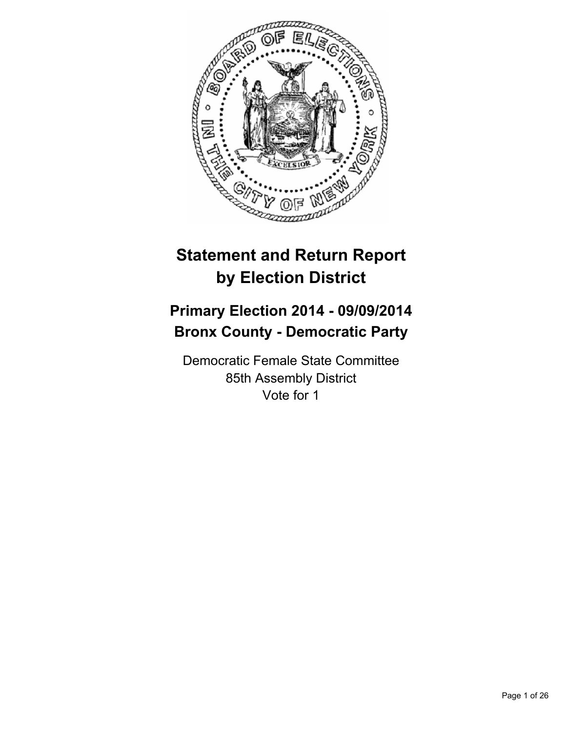# Statement and Return Report by Election District

## Primary Election 2014 - 09/09/2014
## Bronx County - Democratic Party

Democratic Female State Committee
85th Assembly District
Vote for 1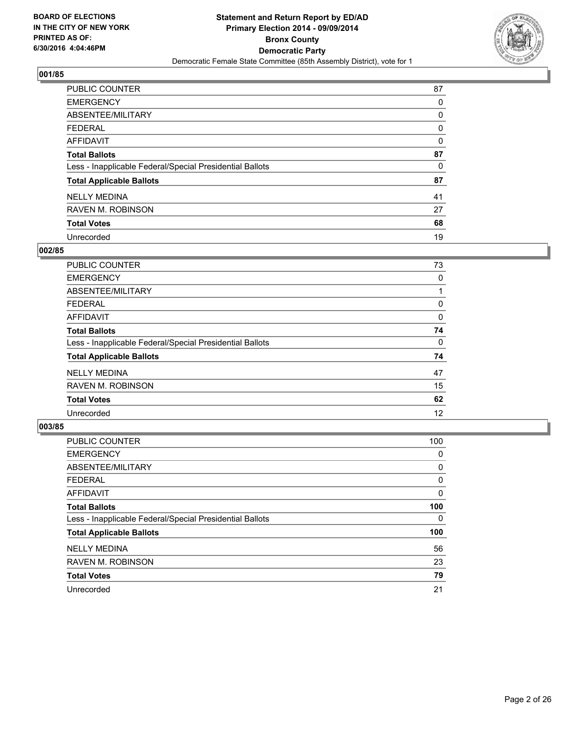**BOARD OF ELECTIONS IN THE CITY OF NEW YORK PRINTED AS OF: 6/30/2016 4:04:46PM**

**Statement and Return Report by ED/AD Primary Election 2014 - 09/09/2014 Bronx County Democratic Party**

Democratic Female State Committee (85th Assembly District), vote for 1

### 001/85

| | |
|---|---|
| PUBLIC COUNTER | 87 |
| EMERGENCY | 0 |
| ABSENTEE/MILITARY | 0 |
| FEDERAL | 0 |
| AFFIDAVIT | 0 |
| **Total Ballots** | **87** |
| Less - Inapplicable Federal/Special Presidential Ballots | 0 |
| **Total Applicable Ballots** | **87** |
| NELLY MEDINA | 41 |
| RAVEN M. ROBINSON | 27 |
| **Total Votes** | **68** |
| Unrecorded | 19 |

### 002/85

| | |
|---|---|
| PUBLIC COUNTER | 73 |
| EMERGENCY | 0 |
| ABSENTEE/MILITARY | 1 |
| FEDERAL | 0 |
| AFFIDAVIT | 0 |
| **Total Ballots** | **74** |
| Less - Inapplicable Federal/Special Presidential Ballots | 0 |
| **Total Applicable Ballots** | **74** |
| NELLY MEDINA | 47 |
| RAVEN M. ROBINSON | 15 |
| **Total Votes** | **62** |
| Unrecorded | 12 |

### 003/85

| | |
|---|---|
| PUBLIC COUNTER | 100 |
| EMERGENCY | 0 |
| ABSENTEE/MILITARY | 0 |
| FEDERAL | 0 |
| AFFIDAVIT | 0 |
| **Total Ballots** | **100** |
| Less - Inapplicable Federal/Special Presidential Ballots | 0 |
| **Total Applicable Ballots** | **100** |
| NELLY MEDINA | 56 |
| RAVEN M. ROBINSON | 23 |
| **Total Votes** | **79** |
| Unrecorded | 21 |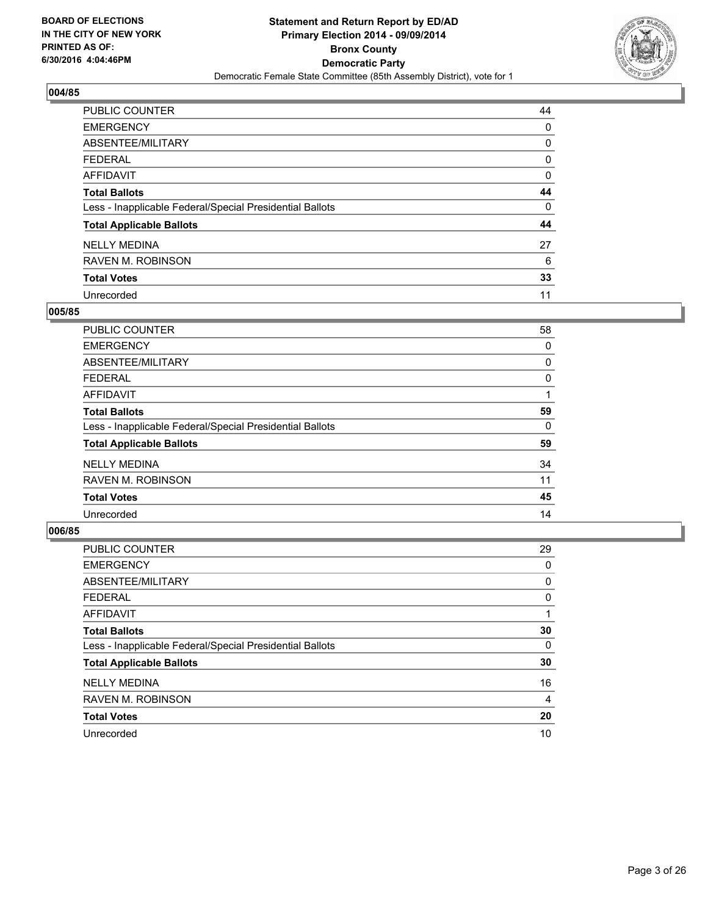**BOARD OF ELECTIONS IN THE CITY OF NEW YORK PRINTED AS OF: 6/30/2016 4:04:46PM**

**Statement and Return Report by ED/AD**
**Primary Election 2014 - 09/09/2014**
**Bronx County**
**Democratic Party**
Democratic Female State Committee (85th Assembly District), vote for 1

## 004/85

| | |
|---|---|
| PUBLIC COUNTER | 44 |
| EMERGENCY | 0 |
| ABSENTEE/MILITARY | 0 |
| FEDERAL | 0 |
| AFFIDAVIT | 0 |
| **Total Ballots** | **44** |
| Less - Inapplicable Federal/Special Presidential Ballots | 0 |
| **Total Applicable Ballots** | **44** |
| NELLY MEDINA | 27 |
| RAVEN M. ROBINSON | 6 |
| **Total Votes** | **33** |
| Unrecorded | 11 |

## 005/85

| | |
|---|---|
| PUBLIC COUNTER | 58 |
| EMERGENCY | 0 |
| ABSENTEE/MILITARY | 0 |
| FEDERAL | 0 |
| AFFIDAVIT | 1 |
| **Total Ballots** | **59** |
| Less - Inapplicable Federal/Special Presidential Ballots | 0 |
| **Total Applicable Ballots** | **59** |
| NELLY MEDINA | 34 |
| RAVEN M. ROBINSON | 11 |
| **Total Votes** | **45** |
| Unrecorded | 14 |

## 006/85

| | |
|---|---|
| PUBLIC COUNTER | 29 |
| EMERGENCY | 0 |
| ABSENTEE/MILITARY | 0 |
| FEDERAL | 0 |
| AFFIDAVIT | 1 |
| **Total Ballots** | **30** |
| Less - Inapplicable Federal/Special Presidential Ballots | 0 |
| **Total Applicable Ballots** | **30** |
| NELLY MEDINA | 16 |
| RAVEN M. ROBINSON | 4 |
| **Total Votes** | **20** |
| Unrecorded | 10 |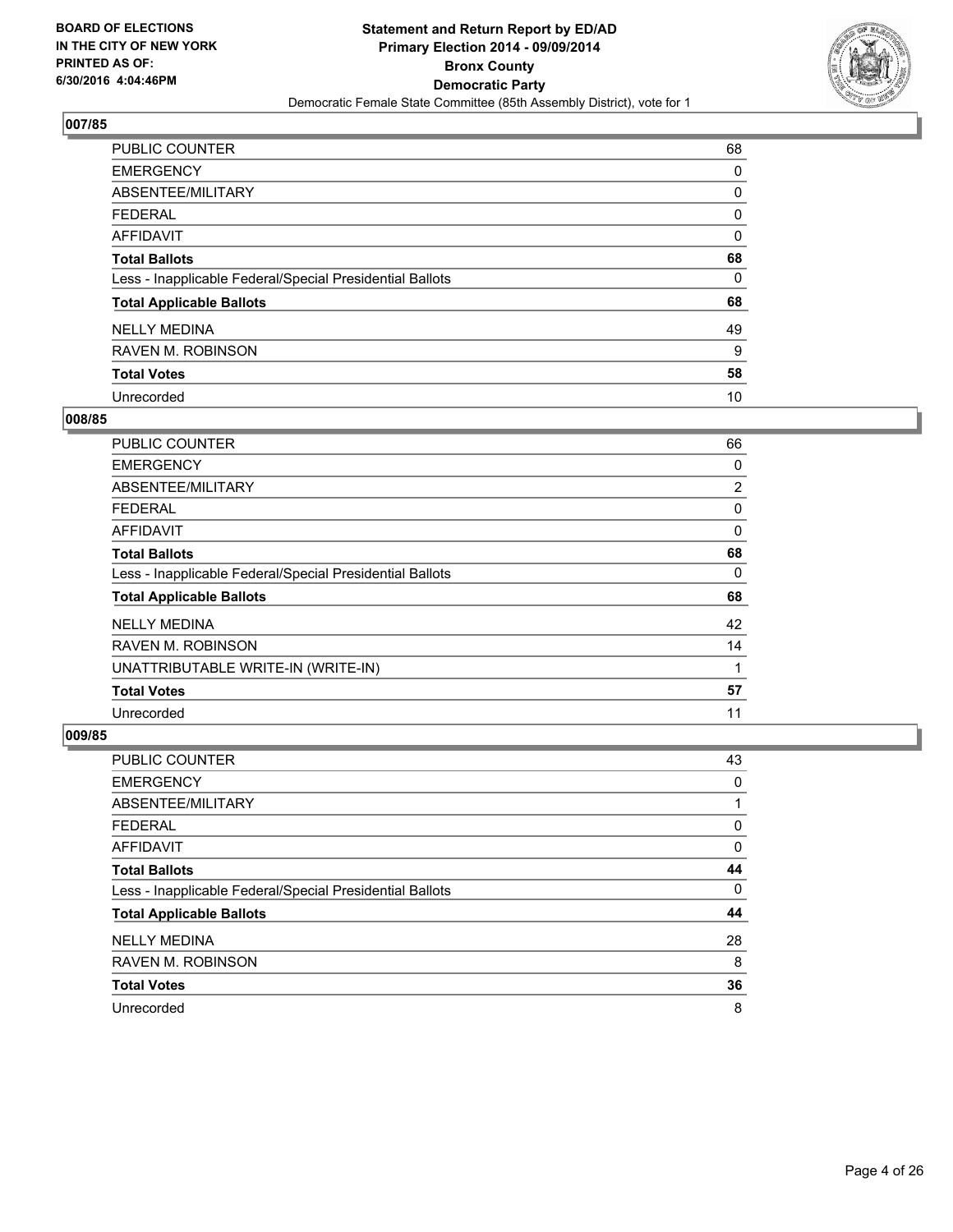**BOARD OF ELECTIONS**
**IN THE CITY OF NEW YORK**
**PRINTED AS OF:**
**6/30/2016 4:04:46PM**

**Statement and Return Report by ED/AD**
**Primary Election 2014 - 09/09/2014**
**Bronx County**
**Democratic Party**
Democratic Female State Committee (85th Assembly District), vote for 1

### 007/85

| | |
|---|---|
| PUBLIC COUNTER | 68 |
| EMERGENCY | 0 |
| ABSENTEE/MILITARY | 0 |
| FEDERAL | 0 |
| AFFIDAVIT | 0 |
| **Total Ballots** | **68** |
| Less - Inapplicable Federal/Special Presidential Ballots | 0 |
| **Total Applicable Ballots** | **68** |
| NELLY MEDINA | 49 |
| RAVEN M. ROBINSON | 9 |
| **Total Votes** | **58** |
| Unrecorded | 10 |

### 008/85

| | |
|---|---|
| PUBLIC COUNTER | 66 |
| EMERGENCY | 0 |
| ABSENTEE/MILITARY | 2 |
| FEDERAL | 0 |
| AFFIDAVIT | 0 |
| **Total Ballots** | **68** |
| Less - Inapplicable Federal/Special Presidential Ballots | 0 |
| **Total Applicable Ballots** | **68** |
| NELLY MEDINA | 42 |
| RAVEN M. ROBINSON | 14 |
| UNATTRIBUTABLE WRITE-IN (WRITE-IN) | 1 |
| **Total Votes** | **57** |
| Unrecorded | 11 |

### 009/85

| | |
|---|---|
| PUBLIC COUNTER | 43 |
| EMERGENCY | 0 |
| ABSENTEE/MILITARY | 1 |
| FEDERAL | 0 |
| AFFIDAVIT | 0 |
| **Total Ballots** | **44** |
| Less - Inapplicable Federal/Special Presidential Ballots | 0 |
| **Total Applicable Ballots** | **44** |
| NELLY MEDINA | 28 |
| RAVEN M. ROBINSON | 8 |
| **Total Votes** | **36** |
| Unrecorded | 8 |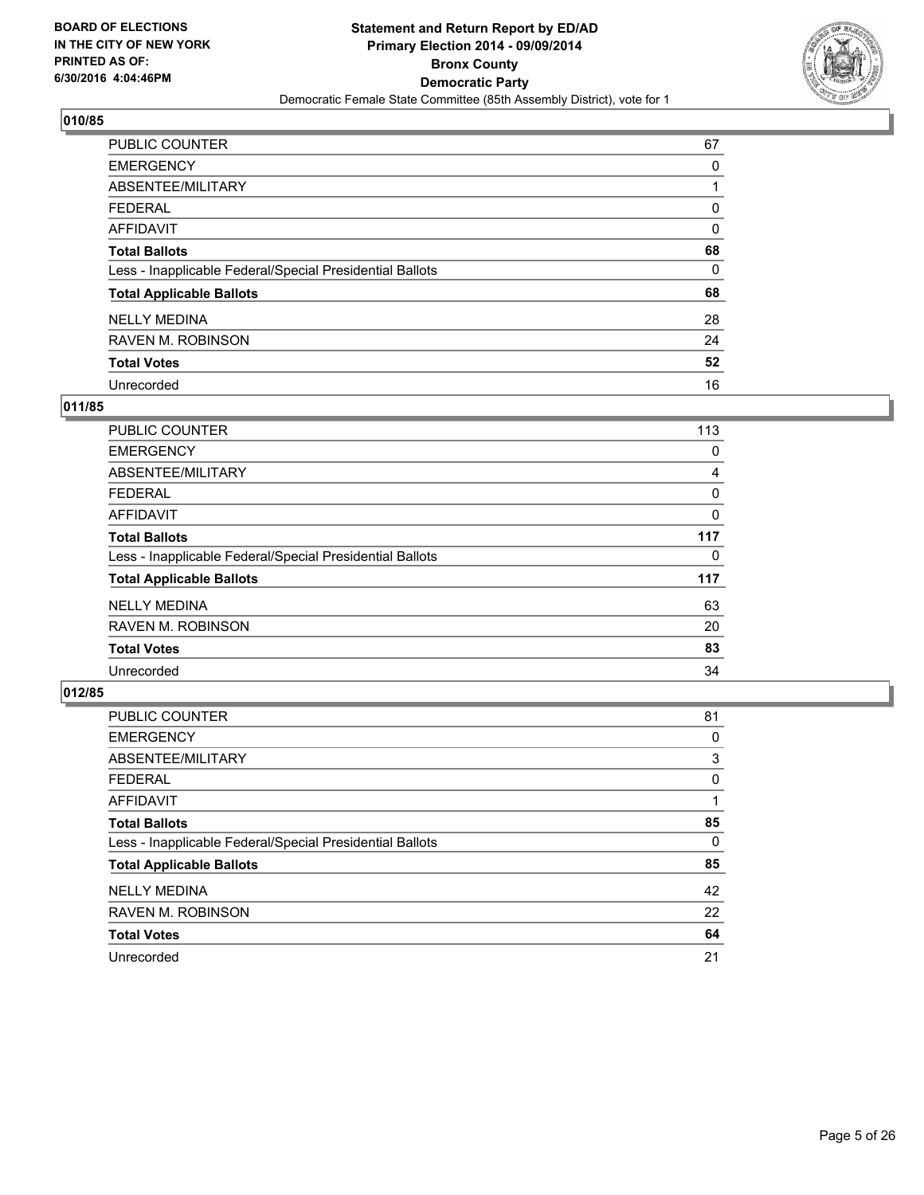**BOARD OF ELECTIONS IN THE CITY OF NEW YORK PRINTED AS OF: 6/30/2016 4:04:46PM**

**Statement and Return Report by ED/AD Primary Election 2014 - 09/09/2014 Bronx County Democratic Party**
Democratic Female State Committee (85th Assembly District), vote for 1

### 010/85

| | |
|---|---|
| PUBLIC COUNTER | 67 |
| EMERGENCY | 0 |
| ABSENTEE/MILITARY | 1 |
| FEDERAL | 0 |
| AFFIDAVIT | 0 |
| **Total Ballots** | **68** |
| Less - Inapplicable Federal/Special Presidential Ballots | 0 |
| **Total Applicable Ballots** | **68** |
| NELLY MEDINA | 28 |
| RAVEN M. ROBINSON | 24 |
| **Total Votes** | **52** |
| Unrecorded | 16 |

### 011/85

| | |
|---|---|
| PUBLIC COUNTER | 113 |
| EMERGENCY | 0 |
| ABSENTEE/MILITARY | 4 |
| FEDERAL | 0 |
| AFFIDAVIT | 0 |
| **Total Ballots** | **117** |
| Less - Inapplicable Federal/Special Presidential Ballots | 0 |
| **Total Applicable Ballots** | **117** |
| NELLY MEDINA | 63 |
| RAVEN M. ROBINSON | 20 |
| **Total Votes** | **83** |
| Unrecorded | 34 |

### 012/85

| | |
|---|---|
| PUBLIC COUNTER | 81 |
| EMERGENCY | 0 |
| ABSENTEE/MILITARY | 3 |
| FEDERAL | 0 |
| AFFIDAVIT | 1 |
| **Total Ballots** | **85** |
| Less - Inapplicable Federal/Special Presidential Ballots | 0 |
| **Total Applicable Ballots** | **85** |
| NELLY MEDINA | 42 |
| RAVEN M. ROBINSON | 22 |
| **Total Votes** | **64** |
| Unrecorded | 21 |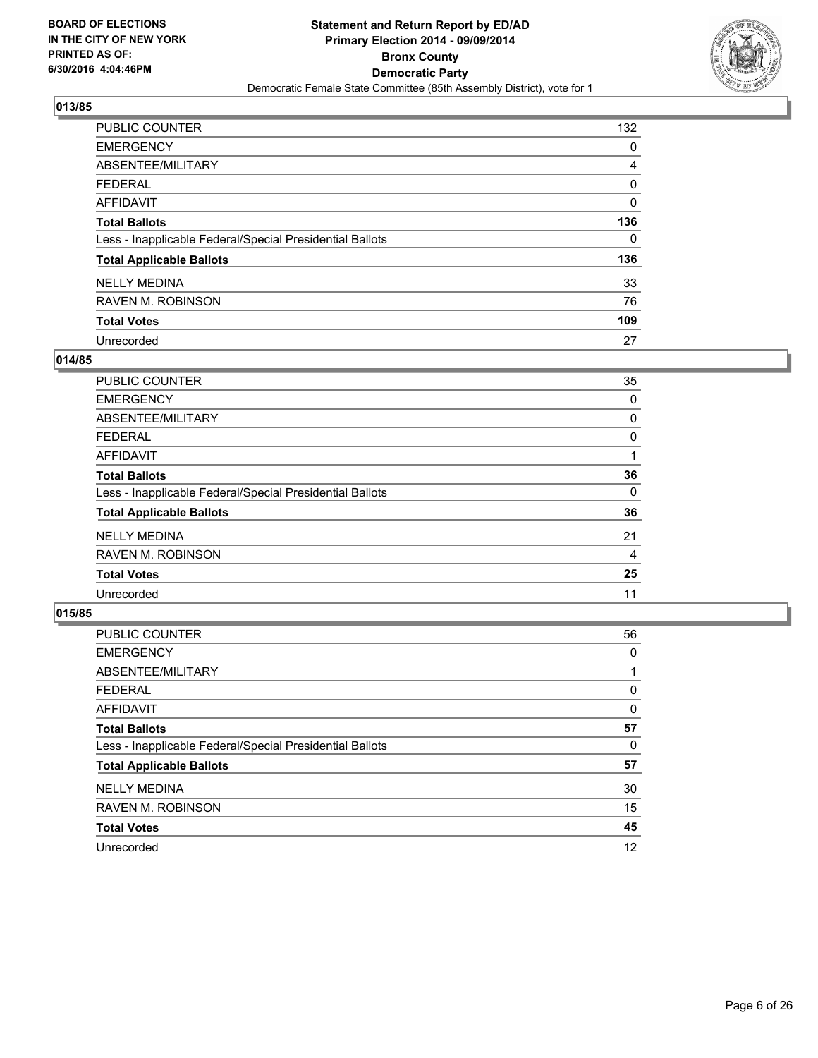## 013/85

| | |
|---|---|
| PUBLIC COUNTER | 132 |
| EMERGENCY | 0 |
| ABSENTEE/MILITARY | 4 |
| FEDERAL | 0 |
| AFFIDAVIT | 0 |
| **Total Ballots** | **136** |
| Less - Inapplicable Federal/Special Presidential Ballots | 0 |
| **Total Applicable Ballots** | **136** |
| NELLY MEDINA | 33 |
| RAVEN M. ROBINSON | 76 |
| **Total Votes** | **109** |
| Unrecorded | 27 |

## 014/85

| | |
|---|---|
| PUBLIC COUNTER | 35 |
| EMERGENCY | 0 |
| ABSENTEE/MILITARY | 0 |
| FEDERAL | 0 |
| AFFIDAVIT | 1 |
| **Total Ballots** | **36** |
| Less - Inapplicable Federal/Special Presidential Ballots | 0 |
| **Total Applicable Ballots** | **36** |
| NELLY MEDINA | 21 |
| RAVEN M. ROBINSON | 4 |
| **Total Votes** | **25** |
| Unrecorded | 11 |

## 015/85

| | |
|---|---|
| PUBLIC COUNTER | 56 |
| EMERGENCY | 0 |
| ABSENTEE/MILITARY | 1 |
| FEDERAL | 0 |
| AFFIDAVIT | 0 |
| **Total Ballots** | **57** |
| Less - Inapplicable Federal/Special Presidential Ballots | 0 |
| **Total Applicable Ballots** | **57** |
| NELLY MEDINA | 30 |
| RAVEN M. ROBINSON | 15 |
| **Total Votes** | **45** |
| Unrecorded | 12 |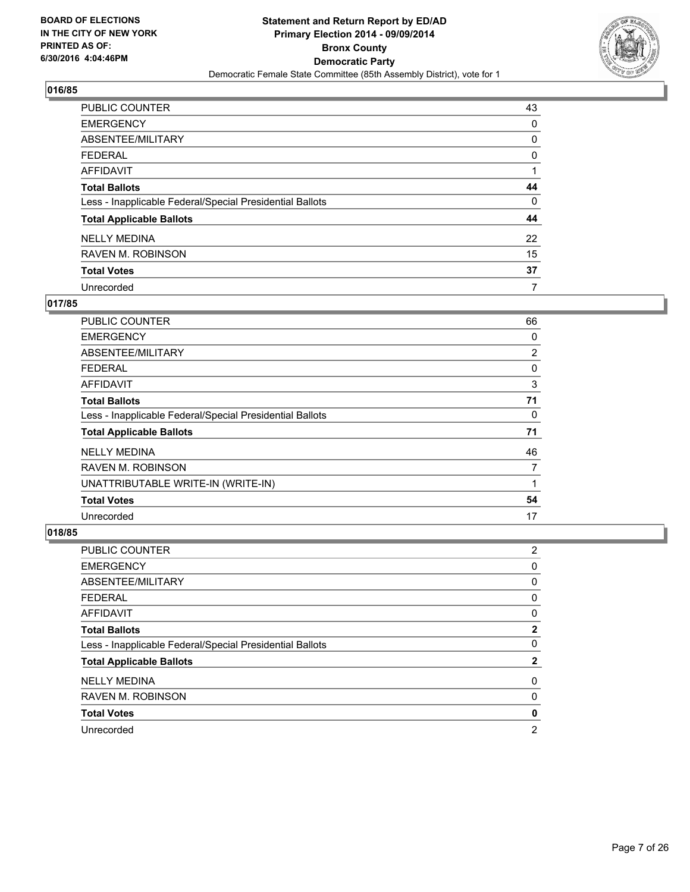## 016/85

| | |
|---|---|
| PUBLIC COUNTER | 43 |
| EMERGENCY | 0 |
| ABSENTEE/MILITARY | 0 |
| FEDERAL | 0 |
| AFFIDAVIT | 1 |
| **Total Ballots** | **44** |
| Less - Inapplicable Federal/Special Presidential Ballots | 0 |
| **Total Applicable Ballots** | **44** |
| NELLY MEDINA | 22 |
| RAVEN M. ROBINSON | 15 |
| **Total Votes** | **37** |
| Unrecorded | 7 |

## 017/85

| | |
|---|---|
| PUBLIC COUNTER | 66 |
| EMERGENCY | 0 |
| ABSENTEE/MILITARY | 2 |
| FEDERAL | 0 |
| AFFIDAVIT | 3 |
| **Total Ballots** | **71** |
| Less - Inapplicable Federal/Special Presidential Ballots | 0 |
| **Total Applicable Ballots** | **71** |
| NELLY MEDINA | 46 |
| RAVEN M. ROBINSON | 7 |
| UNATTRIBUTABLE WRITE-IN (WRITE-IN) | 1 |
| **Total Votes** | **54** |
| Unrecorded | 17 |

## 018/85

| | |
|---|---|
| PUBLIC COUNTER | 2 |
| EMERGENCY | 0 |
| ABSENTEE/MILITARY | 0 |
| FEDERAL | 0 |
| AFFIDAVIT | 0 |
| **Total Ballots** | **2** |
| Less - Inapplicable Federal/Special Presidential Ballots | 0 |
| **Total Applicable Ballots** | **2** |
| NELLY MEDINA | 0 |
| RAVEN M. ROBINSON | 0 |
| **Total Votes** | **0** |
| Unrecorded | 2 |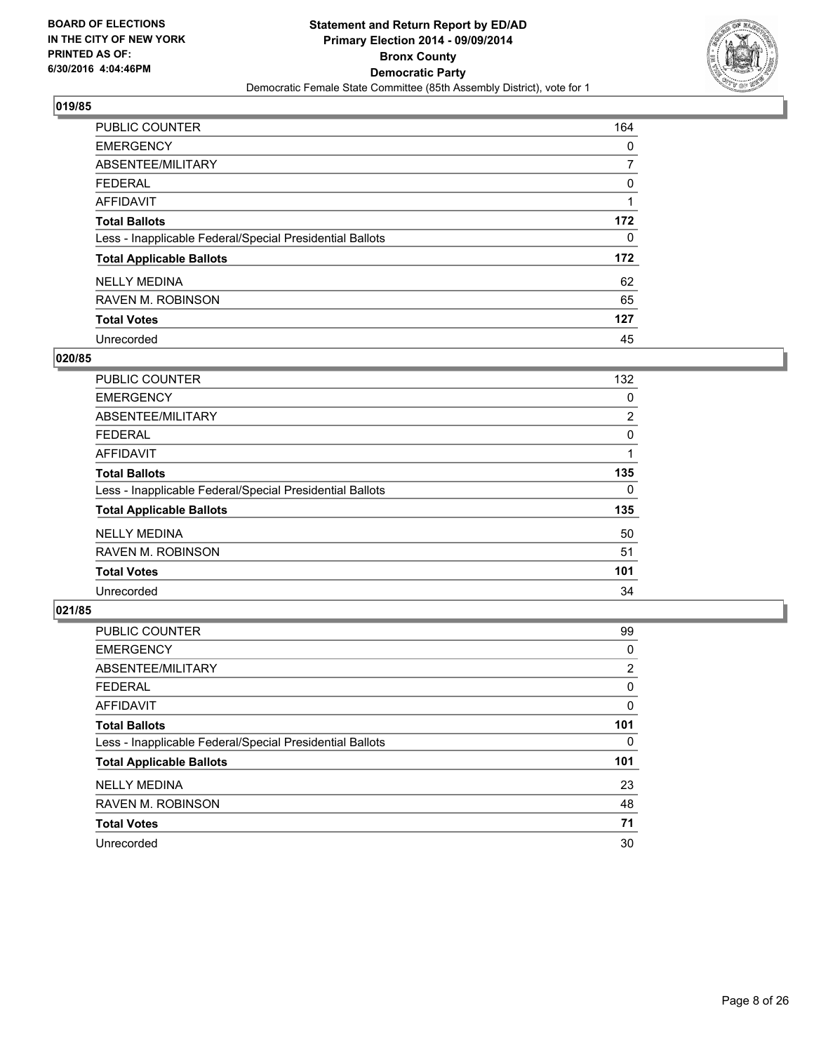**BOARD OF ELECTIONS IN THE CITY OF NEW YORK PRINTED AS OF: 6/30/2016 4:04:46PM**

**Statement and Return Report by ED/AD**
**Primary Election 2014 - 09/09/2014**
**Bronx County**
**Democratic Party**
Democratic Female State Committee (85th Assembly District), vote for 1

## 019/85

| | |
|---|---|
| PUBLIC COUNTER | 164 |
| EMERGENCY | 0 |
| ABSENTEE/MILITARY | 7 |
| FEDERAL | 0 |
| AFFIDAVIT | 1 |
| **Total Ballots** | **172** |
| Less - Inapplicable Federal/Special Presidential Ballots | 0 |
| **Total Applicable Ballots** | **172** |
| NELLY MEDINA | 62 |
| RAVEN M. ROBINSON | 65 |
| **Total Votes** | **127** |
| Unrecorded | 45 |

## 020/85

| | |
|---|---|
| PUBLIC COUNTER | 132 |
| EMERGENCY | 0 |
| ABSENTEE/MILITARY | 2 |
| FEDERAL | 0 |
| AFFIDAVIT | 1 |
| **Total Ballots** | **135** |
| Less - Inapplicable Federal/Special Presidential Ballots | 0 |
| **Total Applicable Ballots** | **135** |
| NELLY MEDINA | 50 |
| RAVEN M. ROBINSON | 51 |
| **Total Votes** | **101** |
| Unrecorded | 34 |

## 021/85

| | |
|---|---|
| PUBLIC COUNTER | 99 |
| EMERGENCY | 0 |
| ABSENTEE/MILITARY | 2 |
| FEDERAL | 0 |
| AFFIDAVIT | 0 |
| **Total Ballots** | **101** |
| Less - Inapplicable Federal/Special Presidential Ballots | 0 |
| **Total Applicable Ballots** | **101** |
| NELLY MEDINA | 23 |
| RAVEN M. ROBINSON | 48 |
| **Total Votes** | **71** |
| Unrecorded | 30 |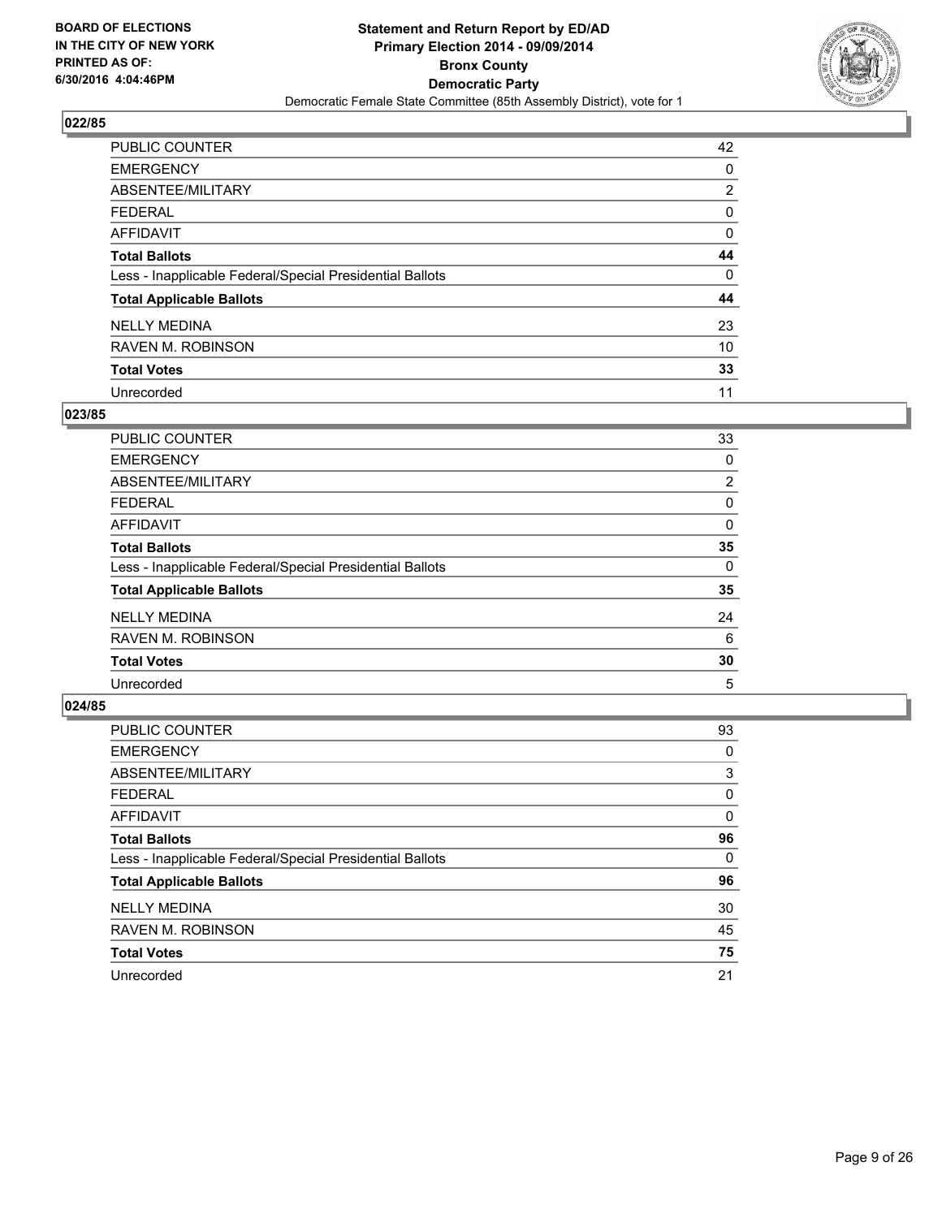**BOARD OF ELECTIONS IN THE CITY OF NEW YORK PRINTED AS OF: 6/30/2016 4:04:46PM**

**Statement and Return Report by ED/AD**
**Primary Election 2014 - 09/09/2014**
**Bronx County**
**Democratic Party**
Democratic Female State Committee (85th Assembly District), vote for 1

## 022/85

| | |
|---|---|
| PUBLIC COUNTER | 42 |
| EMERGENCY | 0 |
| ABSENTEE/MILITARY | 2 |
| FEDERAL | 0 |
| AFFIDAVIT | 0 |
| **Total Ballots** | **44** |
| Less - Inapplicable Federal/Special Presidential Ballots | 0 |
| **Total Applicable Ballots** | **44** |
| NELLY MEDINA | 23 |
| RAVEN M. ROBINSON | 10 |
| **Total Votes** | **33** |
| Unrecorded | 11 |

## 023/85

| | |
|---|---|
| PUBLIC COUNTER | 33 |
| EMERGENCY | 0 |
| ABSENTEE/MILITARY | 2 |
| FEDERAL | 0 |
| AFFIDAVIT | 0 |
| **Total Ballots** | **35** |
| Less - Inapplicable Federal/Special Presidential Ballots | 0 |
| **Total Applicable Ballots** | **35** |
| NELLY MEDINA | 24 |
| RAVEN M. ROBINSON | 6 |
| **Total Votes** | **30** |
| Unrecorded | 5 |

## 024/85

| | |
|---|---|
| PUBLIC COUNTER | 93 |
| EMERGENCY | 0 |
| ABSENTEE/MILITARY | 3 |
| FEDERAL | 0 |
| AFFIDAVIT | 0 |
| **Total Ballots** | **96** |
| Less - Inapplicable Federal/Special Presidential Ballots | 0 |
| **Total Applicable Ballots** | **96** |
| NELLY MEDINA | 30 |
| RAVEN M. ROBINSON | 45 |
| **Total Votes** | **75** |
| Unrecorded | 21 |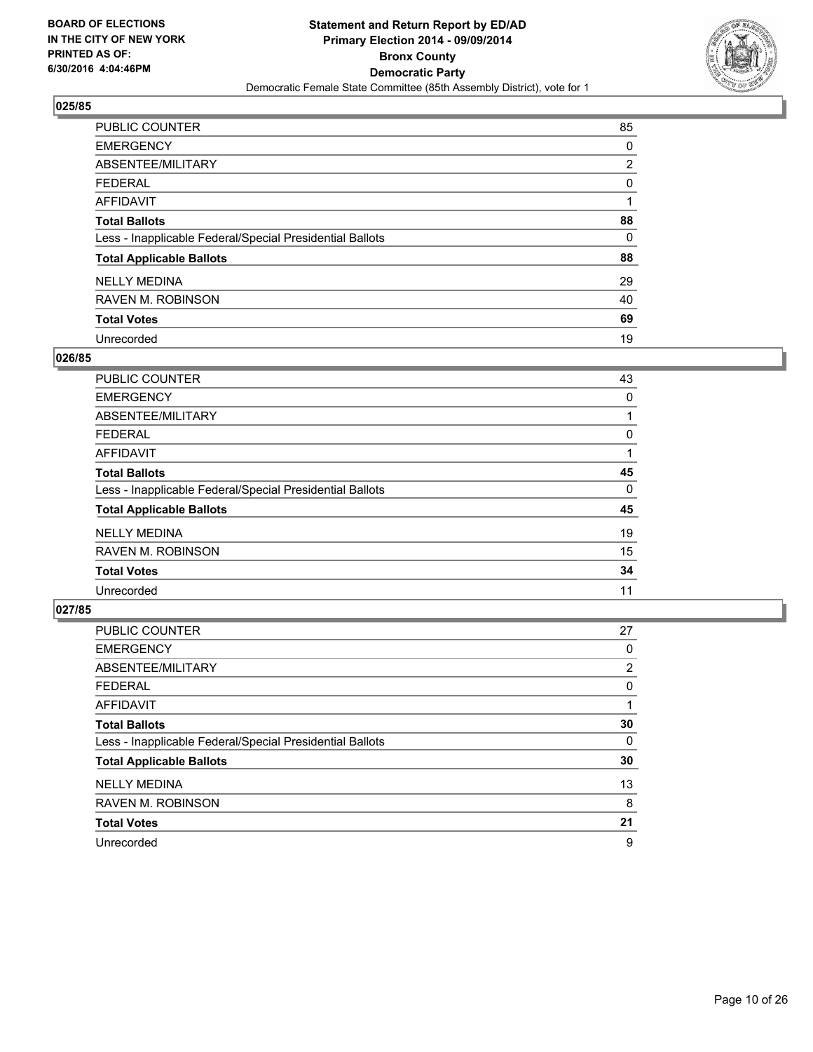**BOARD OF ELECTIONS IN THE CITY OF NEW YORK PRINTED AS OF: 6/30/2016 4:04:46PM**

**Statement and Return Report by ED/AD**
**Primary Election 2014 - 09/09/2014**
**Bronx County**
**Democratic Party**
Democratic Female State Committee (85th Assembly District), vote for 1

### 025/85

| | |
|---|---|
| PUBLIC COUNTER | 85 |
| EMERGENCY | 0 |
| ABSENTEE/MILITARY | 2 |
| FEDERAL | 0 |
| AFFIDAVIT | 1 |
| **Total Ballots** | **88** |
| Less - Inapplicable Federal/Special Presidential Ballots | 0 |
| **Total Applicable Ballots** | **88** |
| NELLY MEDINA | 29 |
| RAVEN M. ROBINSON | 40 |
| **Total Votes** | **69** |
| Unrecorded | 19 |

### 026/85

| | |
|---|---|
| PUBLIC COUNTER | 43 |
| EMERGENCY | 0 |
| ABSENTEE/MILITARY | 1 |
| FEDERAL | 0 |
| AFFIDAVIT | 1 |
| **Total Ballots** | **45** |
| Less - Inapplicable Federal/Special Presidential Ballots | 0 |
| **Total Applicable Ballots** | **45** |
| NELLY MEDINA | 19 |
| RAVEN M. ROBINSON | 15 |
| **Total Votes** | **34** |
| Unrecorded | 11 |

### 027/85

| | |
|---|---|
| PUBLIC COUNTER | 27 |
| EMERGENCY | 0 |
| ABSENTEE/MILITARY | 2 |
| FEDERAL | 0 |
| AFFIDAVIT | 1 |
| **Total Ballots** | **30** |
| Less - Inapplicable Federal/Special Presidential Ballots | 0 |
| **Total Applicable Ballots** | **30** |
| NELLY MEDINA | 13 |
| RAVEN M. ROBINSON | 8 |
| **Total Votes** | **21** |
| Unrecorded | 9 |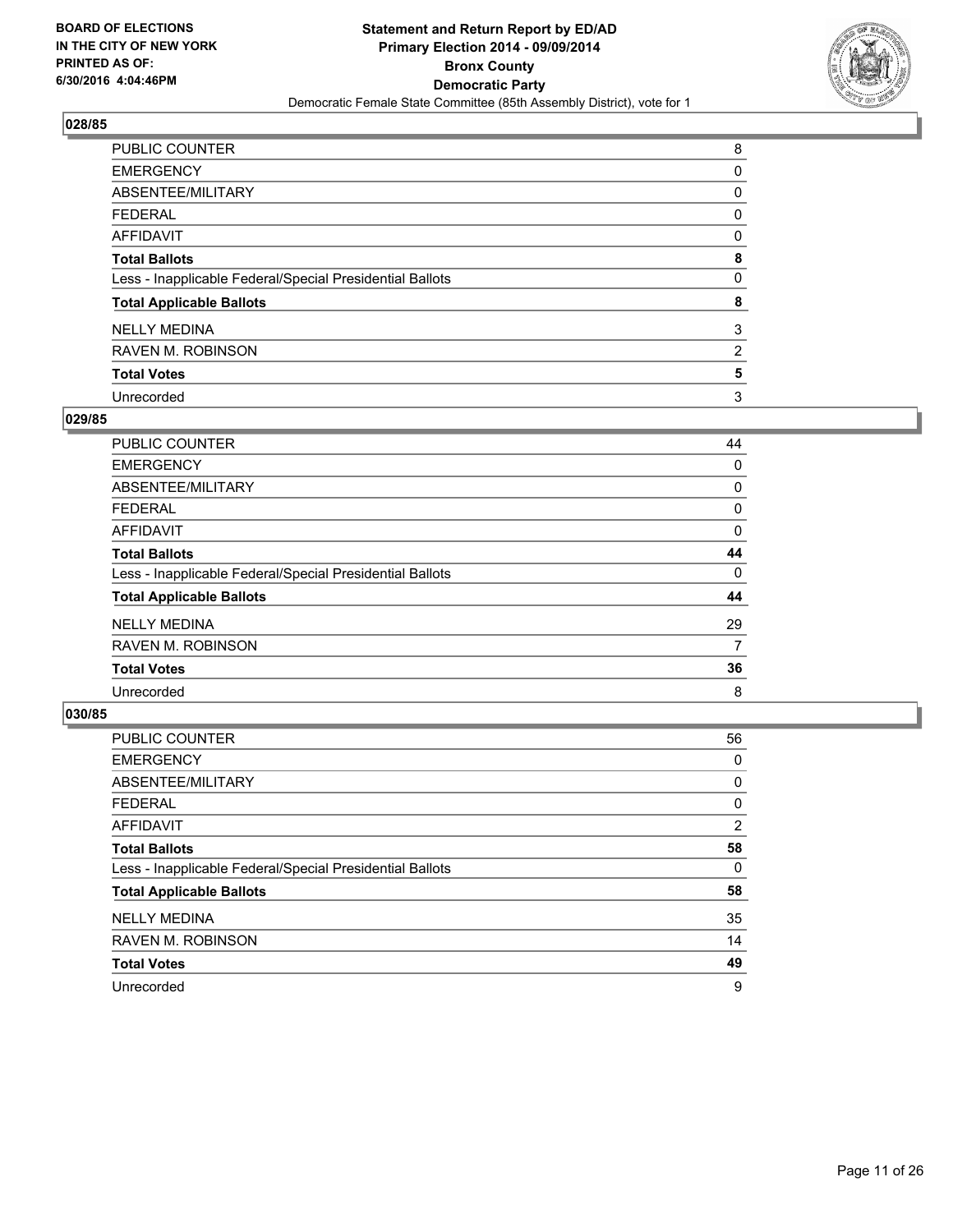**BOARD OF ELECTIONS IN THE CITY OF NEW YORK PRINTED AS OF: 6/30/2016 4:04:46PM**

**Statement and Return Report by ED/AD**
**Primary Election 2014 - 09/09/2014**
**Bronx County**
**Democratic Party**
Democratic Female State Committee (85th Assembly District), vote for 1

### 028/85

| | |
|---|---|
| PUBLIC COUNTER | 8 |
| EMERGENCY | 0 |
| ABSENTEE/MILITARY | 0 |
| FEDERAL | 0 |
| AFFIDAVIT | 0 |
| **Total Ballots** | **8** |
| Less - Inapplicable Federal/Special Presidential Ballots | 0 |
| **Total Applicable Ballots** | **8** |
| NELLY MEDINA | 3 |
| RAVEN M. ROBINSON | 2 |
| **Total Votes** | **5** |
| Unrecorded | 3 |

### 029/85

| | |
|---|---|
| PUBLIC COUNTER | 44 |
| EMERGENCY | 0 |
| ABSENTEE/MILITARY | 0 |
| FEDERAL | 0 |
| AFFIDAVIT | 0 |
| **Total Ballots** | **44** |
| Less - Inapplicable Federal/Special Presidential Ballots | 0 |
| **Total Applicable Ballots** | **44** |
| NELLY MEDINA | 29 |
| RAVEN M. ROBINSON | 7 |
| **Total Votes** | **36** |
| Unrecorded | 8 |

### 030/85

| | |
|---|---|
| PUBLIC COUNTER | 56 |
| EMERGENCY | 0 |
| ABSENTEE/MILITARY | 0 |
| FEDERAL | 0 |
| AFFIDAVIT | 2 |
| **Total Ballots** | **58** |
| Less - Inapplicable Federal/Special Presidential Ballots | 0 |
| **Total Applicable Ballots** | **58** |
| NELLY MEDINA | 35 |
| RAVEN M. ROBINSON | 14 |
| **Total Votes** | **49** |
| Unrecorded | 9 |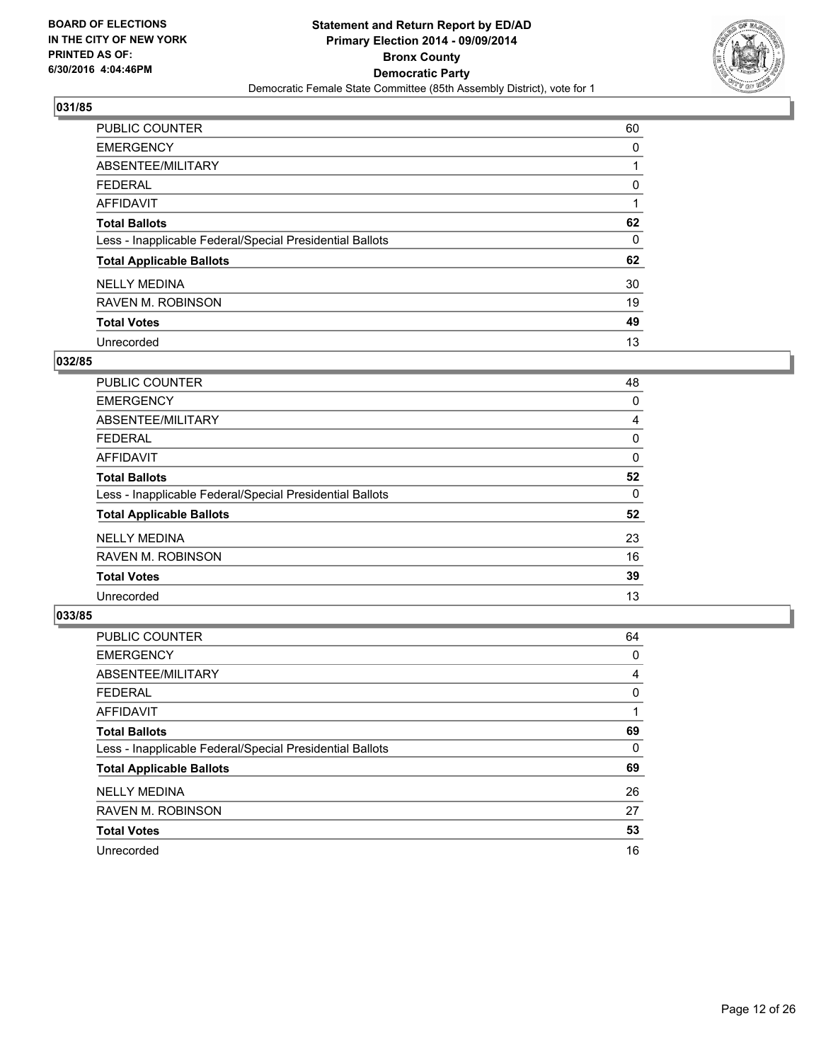**BOARD OF ELECTIONS IN THE CITY OF NEW YORK PRINTED AS OF: 6/30/2016 4:04:46PM**

**Statement and Return Report by ED/AD**
**Primary Election 2014 - 09/09/2014**
**Bronx County**
**Democratic Party**
Democratic Female State Committee (85th Assembly District), vote for 1

### 031/85

| | |
|---|---|
| PUBLIC COUNTER | 60 |
| EMERGENCY | 0 |
| ABSENTEE/MILITARY | 1 |
| FEDERAL | 0 |
| AFFIDAVIT | 1 |
| **Total Ballots** | **62** |
| Less - Inapplicable Federal/Special Presidential Ballots | 0 |
| **Total Applicable Ballots** | **62** |
| NELLY MEDINA | 30 |
| RAVEN M. ROBINSON | 19 |
| **Total Votes** | **49** |
| Unrecorded | 13 |

### 032/85

| | |
|---|---|
| PUBLIC COUNTER | 48 |
| EMERGENCY | 0 |
| ABSENTEE/MILITARY | 4 |
| FEDERAL | 0 |
| AFFIDAVIT | 0 |
| **Total Ballots** | **52** |
| Less - Inapplicable Federal/Special Presidential Ballots | 0 |
| **Total Applicable Ballots** | **52** |
| NELLY MEDINA | 23 |
| RAVEN M. ROBINSON | 16 |
| **Total Votes** | **39** |
| Unrecorded | 13 |

### 033/85

| | |
|---|---|
| PUBLIC COUNTER | 64 |
| EMERGENCY | 0 |
| ABSENTEE/MILITARY | 4 |
| FEDERAL | 0 |
| AFFIDAVIT | 1 |
| **Total Ballots** | **69** |
| Less - Inapplicable Federal/Special Presidential Ballots | 0 |
| **Total Applicable Ballots** | **69** |
| NELLY MEDINA | 26 |
| RAVEN M. ROBINSON | 27 |
| **Total Votes** | **53** |
| Unrecorded | 16 |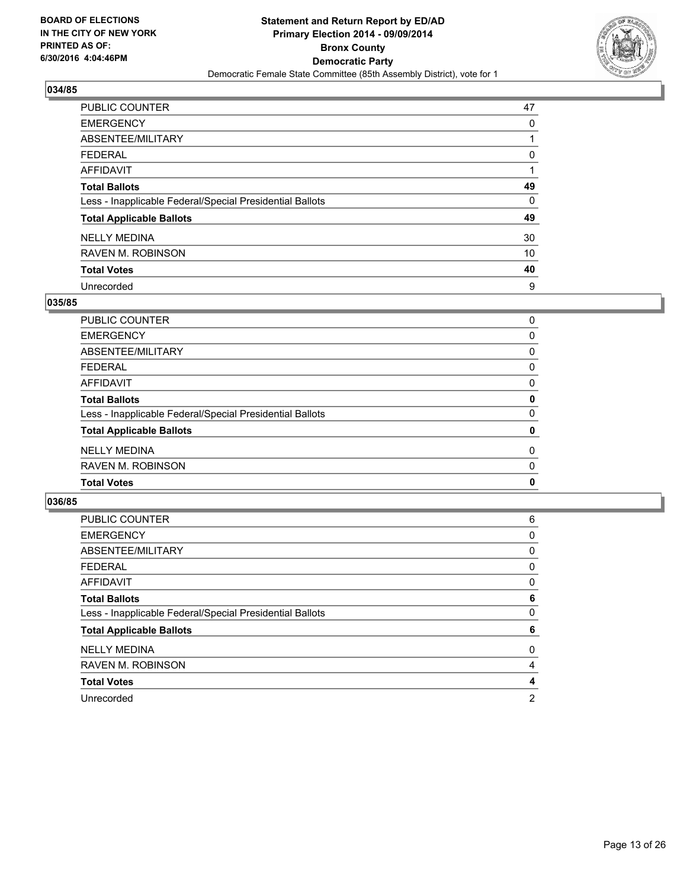### 034/85

| | |
|---|---|
| PUBLIC COUNTER | 47 |
| EMERGENCY | 0 |
| ABSENTEE/MILITARY | 1 |
| FEDERAL | 0 |
| AFFIDAVIT | 1 |
| **Total Ballots** | **49** |
| Less - Inapplicable Federal/Special Presidential Ballots | 0 |
| **Total Applicable Ballots** | **49** |
| NELLY MEDINA | 30 |
| RAVEN M. ROBINSON | 10 |
| **Total Votes** | **40** |
| Unrecorded | 9 |

### 035/85

| | |
|---|---|
| PUBLIC COUNTER | 0 |
| EMERGENCY | 0 |
| ABSENTEE/MILITARY | 0 |
| FEDERAL | 0 |
| AFFIDAVIT | 0 |
| **Total Ballots** | **0** |
| Less - Inapplicable Federal/Special Presidential Ballots | 0 |
| **Total Applicable Ballots** | **0** |
| NELLY MEDINA | 0 |
| RAVEN M. ROBINSON | 0 |
| **Total Votes** | **0** |

### 036/85

| | |
|---|---|
| PUBLIC COUNTER | 6 |
| EMERGENCY | 0 |
| ABSENTEE/MILITARY | 0 |
| FEDERAL | 0 |
| AFFIDAVIT | 0 |
| **Total Ballots** | **6** |
| Less - Inapplicable Federal/Special Presidential Ballots | 0 |
| **Total Applicable Ballots** | **6** |
| NELLY MEDINA | 0 |
| RAVEN M. ROBINSON | 4 |
| **Total Votes** | **4** |
| Unrecorded | 2 |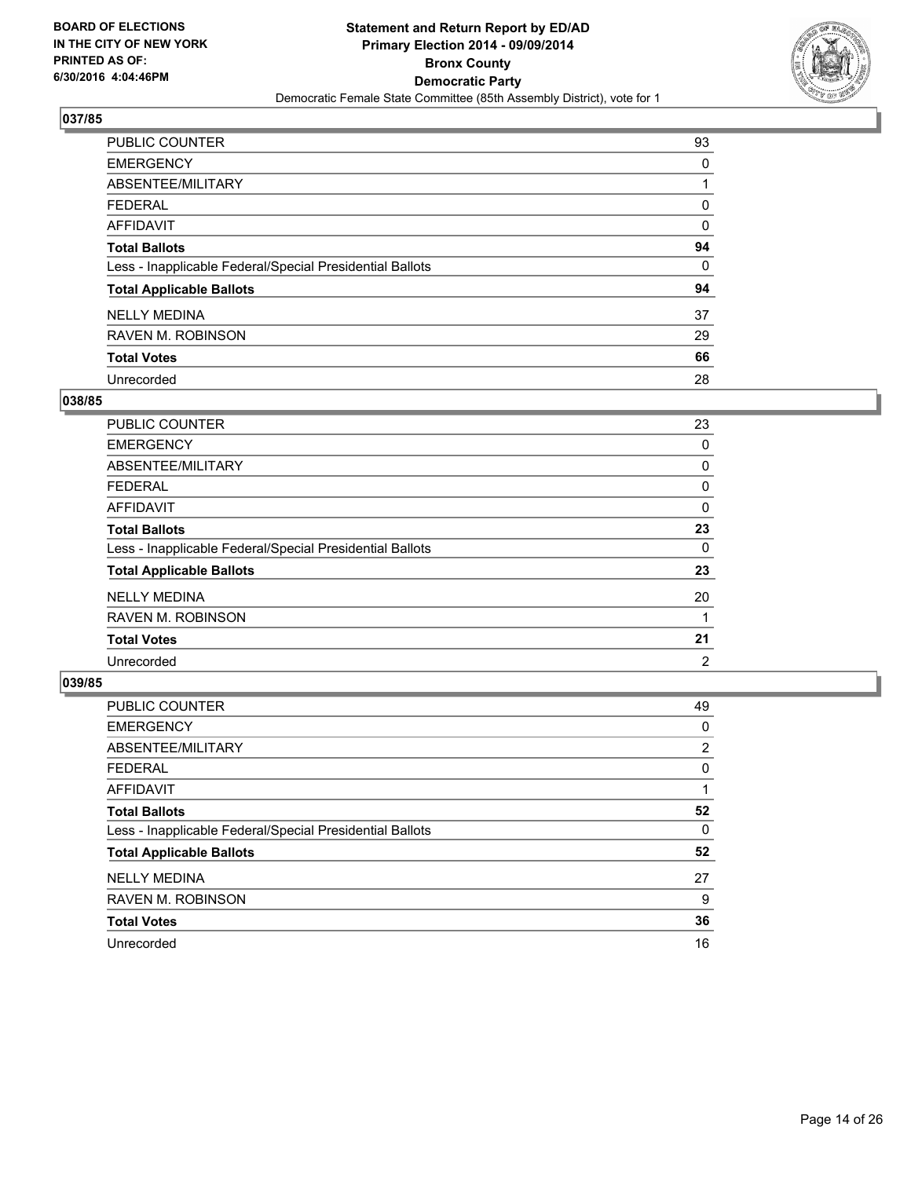**BOARD OF ELECTIONS IN THE CITY OF NEW YORK PRINTED AS OF: 6/30/2016 4:04:46PM**

**Statement and Return Report by ED/AD Primary Election 2014 - 09/09/2014 Bronx County Democratic Party**

Democratic Female State Committee (85th Assembly District), vote for 1

### 037/85

| | |
|---|---|
| PUBLIC COUNTER | 93 |
| EMERGENCY | 0 |
| ABSENTEE/MILITARY | 1 |
| FEDERAL | 0 |
| AFFIDAVIT | 0 |
| **Total Ballots** | **94** |
| Less - Inapplicable Federal/Special Presidential Ballots | 0 |
| **Total Applicable Ballots** | **94** |
| NELLY MEDINA | 37 |
| RAVEN M. ROBINSON | 29 |
| **Total Votes** | **66** |
| Unrecorded | 28 |

### 038/85

| | |
|---|---|
| PUBLIC COUNTER | 23 |
| EMERGENCY | 0 |
| ABSENTEE/MILITARY | 0 |
| FEDERAL | 0 |
| AFFIDAVIT | 0 |
| **Total Ballots** | **23** |
| Less - Inapplicable Federal/Special Presidential Ballots | 0 |
| **Total Applicable Ballots** | **23** |
| NELLY MEDINA | 20 |
| RAVEN M. ROBINSON | 1 |
| **Total Votes** | **21** |
| Unrecorded | 2 |

### 039/85

| | |
|---|---|
| PUBLIC COUNTER | 49 |
| EMERGENCY | 0 |
| ABSENTEE/MILITARY | 2 |
| FEDERAL | 0 |
| AFFIDAVIT | 1 |
| **Total Ballots** | **52** |
| Less - Inapplicable Federal/Special Presidential Ballots | 0 |
| **Total Applicable Ballots** | **52** |
| NELLY MEDINA | 27 |
| RAVEN M. ROBINSON | 9 |
| **Total Votes** | **36** |
| Unrecorded | 16 |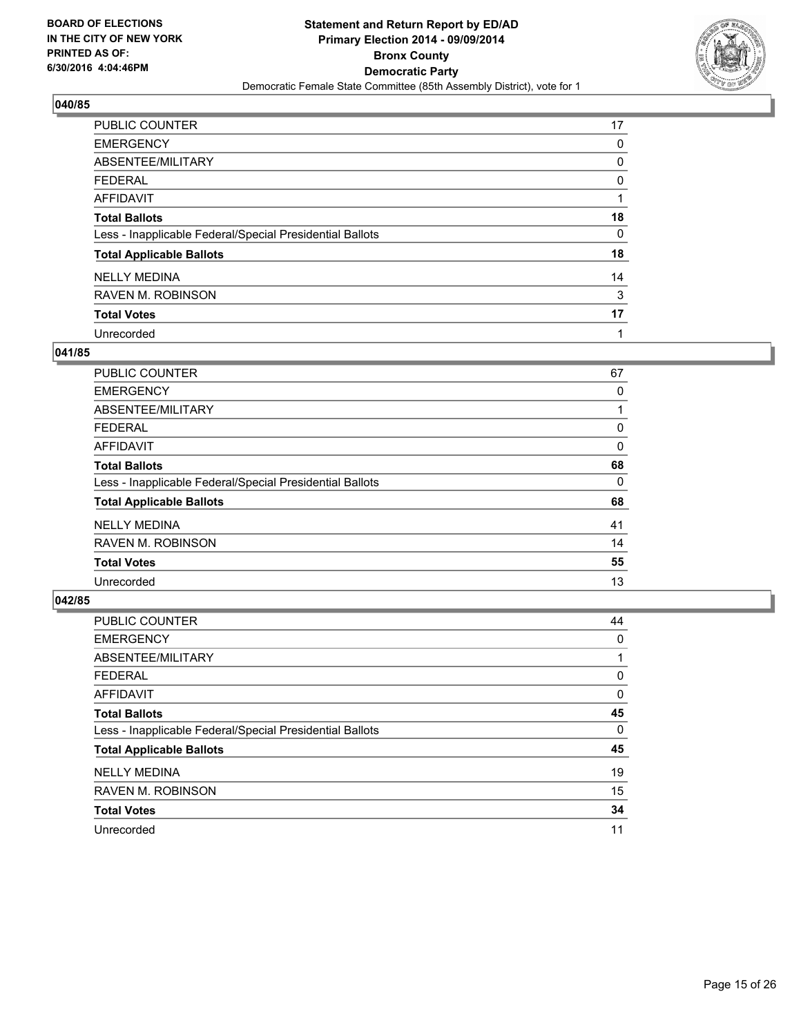## 040/85

| | |
|---|---|
| PUBLIC COUNTER | 17 |
| EMERGENCY | 0 |
| ABSENTEE/MILITARY | 0 |
| FEDERAL | 0 |
| AFFIDAVIT | 1 |
| **Total Ballots** | **18** |
| Less - Inapplicable Federal/Special Presidential Ballots | 0 |
| **Total Applicable Ballots** | **18** |
| NELLY MEDINA | 14 |
| RAVEN M. ROBINSON | 3 |
| **Total Votes** | **17** |
| Unrecorded | 1 |

## 041/85

| | |
|---|---|
| PUBLIC COUNTER | 67 |
| EMERGENCY | 0 |
| ABSENTEE/MILITARY | 1 |
| FEDERAL | 0 |
| AFFIDAVIT | 0 |
| **Total Ballots** | **68** |
| Less - Inapplicable Federal/Special Presidential Ballots | 0 |
| **Total Applicable Ballots** | **68** |
| NELLY MEDINA | 41 |
| RAVEN M. ROBINSON | 14 |
| **Total Votes** | **55** |
| Unrecorded | 13 |

## 042/85

| | |
|---|---|
| PUBLIC COUNTER | 44 |
| EMERGENCY | 0 |
| ABSENTEE/MILITARY | 1 |
| FEDERAL | 0 |
| AFFIDAVIT | 0 |
| **Total Ballots** | **45** |
| Less - Inapplicable Federal/Special Presidential Ballots | 0 |
| **Total Applicable Ballots** | **45** |
| NELLY MEDINA | 19 |
| RAVEN M. ROBINSON | 15 |
| **Total Votes** | **34** |
| Unrecorded | 11 |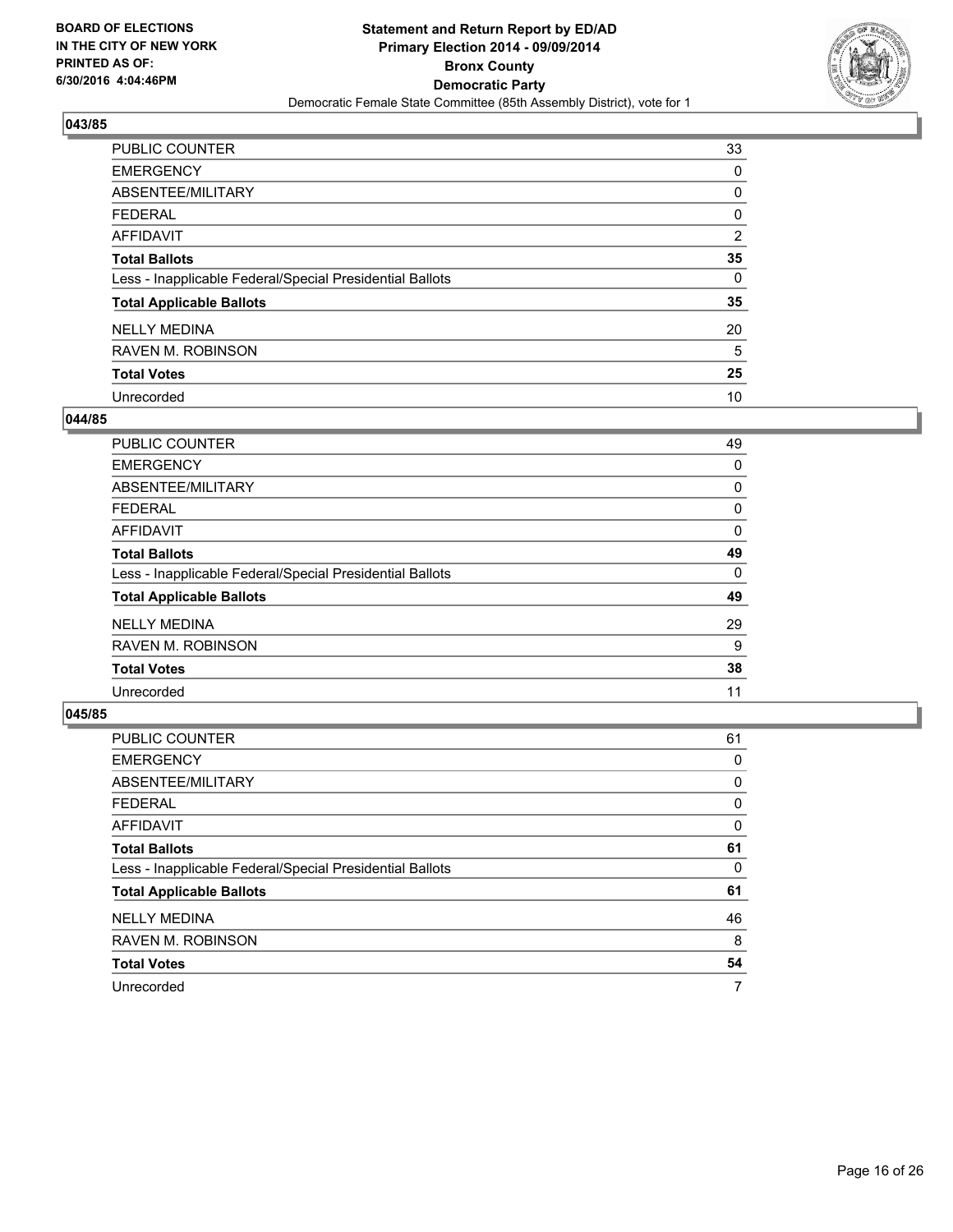BOARD OF ELECTIONS
IN THE CITY OF NEW YORK
PRINTED AS OF:
6/30/2016 4:04:46PM

**Statement and Return Report by ED/AD**
**Primary Election 2014 - 09/09/2014**
**Bronx County**
**Democratic Party**
Democratic Female State Committee (85th Assembly District), vote for 1

### 043/85

| | |
|---|---|
| PUBLIC COUNTER | 33 |
| EMERGENCY | 0 |
| ABSENTEE/MILITARY | 0 |
| FEDERAL | 0 |
| AFFIDAVIT | 2 |
| **Total Ballots** | **35** |
| Less - Inapplicable Federal/Special Presidential Ballots | 0 |
| **Total Applicable Ballots** | **35** |
| NELLY MEDINA | 20 |
| RAVEN M. ROBINSON | 5 |
| **Total Votes** | **25** |
| Unrecorded | 10 |

### 044/85

| | |
|---|---|
| PUBLIC COUNTER | 49 |
| EMERGENCY | 0 |
| ABSENTEE/MILITARY | 0 |
| FEDERAL | 0 |
| AFFIDAVIT | 0 |
| **Total Ballots** | **49** |
| Less - Inapplicable Federal/Special Presidential Ballots | 0 |
| **Total Applicable Ballots** | **49** |
| NELLY MEDINA | 29 |
| RAVEN M. ROBINSON | 9 |
| **Total Votes** | **38** |
| Unrecorded | 11 |

### 045/85

| | |
|---|---|
| PUBLIC COUNTER | 61 |
| EMERGENCY | 0 |
| ABSENTEE/MILITARY | 0 |
| FEDERAL | 0 |
| AFFIDAVIT | 0 |
| **Total Ballots** | **61** |
| Less - Inapplicable Federal/Special Presidential Ballots | 0 |
| **Total Applicable Ballots** | **61** |
| NELLY MEDINA | 46 |
| RAVEN M. ROBINSON | 8 |
| **Total Votes** | **54** |
| Unrecorded | 7 |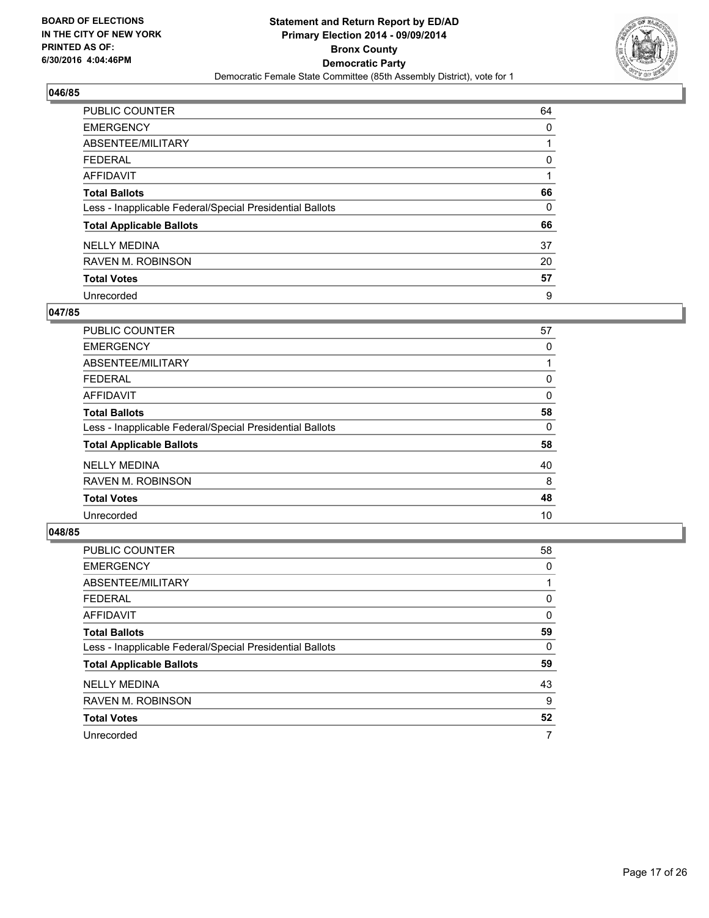**BOARD OF ELECTIONS IN THE CITY OF NEW YORK PRINTED AS OF: 6/30/2016 4:04:46PM**

**Statement and Return Report by ED/AD**
**Primary Election 2014 - 09/09/2014**
**Bronx County**
**Democratic Party**
Democratic Female State Committee (85th Assembly District), vote for 1

### 046/85

| | |
|---|---|
| PUBLIC COUNTER | 64 |
| EMERGENCY | 0 |
| ABSENTEE/MILITARY | 1 |
| FEDERAL | 0 |
| AFFIDAVIT | 1 |
| **Total Ballots** | **66** |
| Less - Inapplicable Federal/Special Presidential Ballots | 0 |
| **Total Applicable Ballots** | **66** |
| NELLY MEDINA | 37 |
| RAVEN M. ROBINSON | 20 |
| **Total Votes** | **57** |
| Unrecorded | 9 |

### 047/85

| | |
|---|---|
| PUBLIC COUNTER | 57 |
| EMERGENCY | 0 |
| ABSENTEE/MILITARY | 1 |
| FEDERAL | 0 |
| AFFIDAVIT | 0 |
| **Total Ballots** | **58** |
| Less - Inapplicable Federal/Special Presidential Ballots | 0 |
| **Total Applicable Ballots** | **58** |
| NELLY MEDINA | 40 |
| RAVEN M. ROBINSON | 8 |
| **Total Votes** | **48** |
| Unrecorded | 10 |

### 048/85

| | |
|---|---|
| PUBLIC COUNTER | 58 |
| EMERGENCY | 0 |
| ABSENTEE/MILITARY | 1 |
| FEDERAL | 0 |
| AFFIDAVIT | 0 |
| **Total Ballots** | **59** |
| Less - Inapplicable Federal/Special Presidential Ballots | 0 |
| **Total Applicable Ballots** | **59** |
| NELLY MEDINA | 43 |
| RAVEN M. ROBINSON | 9 |
| **Total Votes** | **52** |
| Unrecorded | 7 |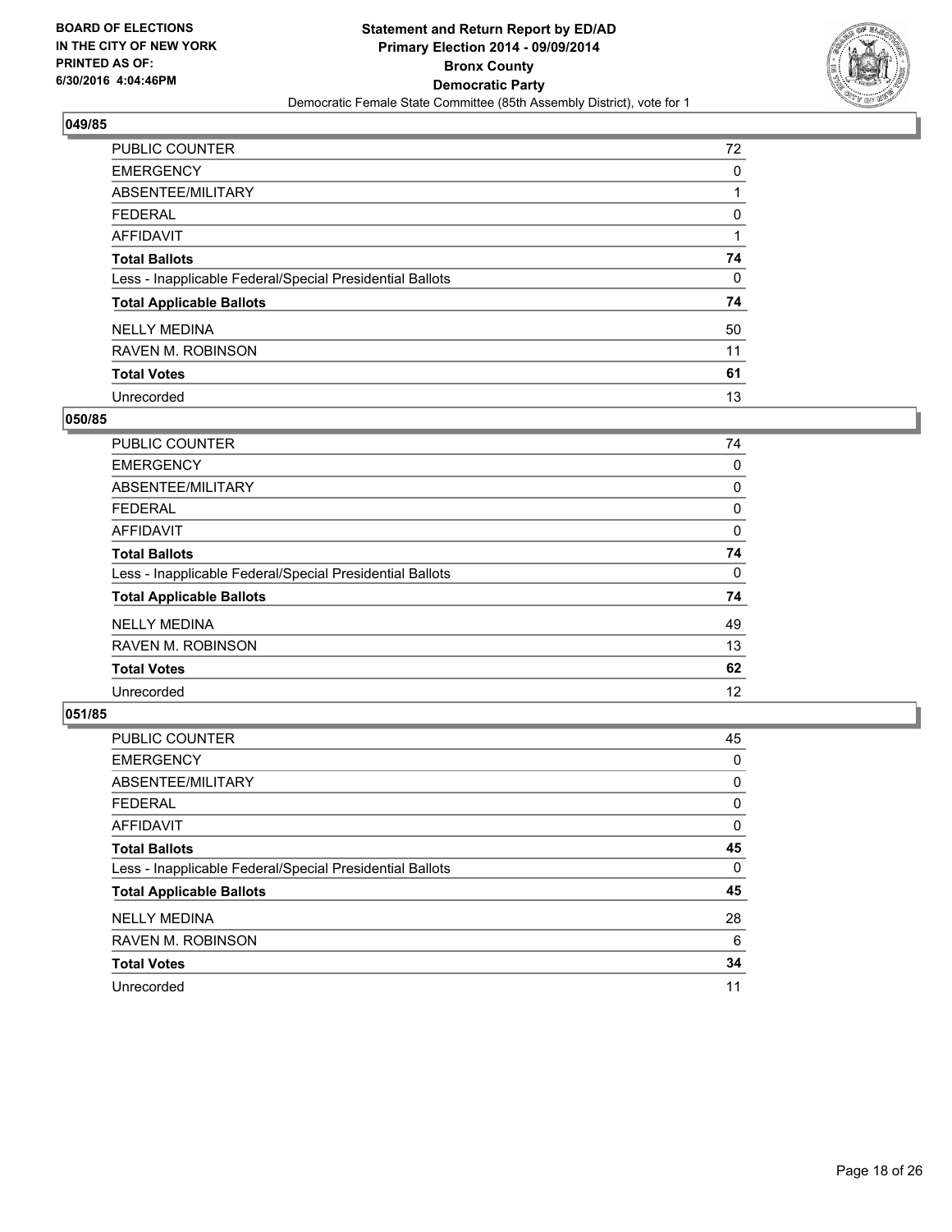**BOARD OF ELECTIONS IN THE CITY OF NEW YORK PRINTED AS OF: 6/30/2016 4:04:46PM**

**Statement and Return Report by ED/AD Primary Election 2014 - 09/09/2014 Bronx County Democratic Party**

Democratic Female State Committee (85th Assembly District), vote for 1

## 049/85

| | |
|---|---|
| PUBLIC COUNTER | 72 |
| EMERGENCY | 0 |
| ABSENTEE/MILITARY | 1 |
| FEDERAL | 0 |
| AFFIDAVIT | 1 |
| **Total Ballots** | **74** |
| Less - Inapplicable Federal/Special Presidential Ballots | 0 |
| **Total Applicable Ballots** | **74** |
| NELLY MEDINA | 50 |
| RAVEN M. ROBINSON | 11 |
| **Total Votes** | **61** |
| Unrecorded | 13 |

## 050/85

| | |
|---|---|
| PUBLIC COUNTER | 74 |
| EMERGENCY | 0 |
| ABSENTEE/MILITARY | 0 |
| FEDERAL | 0 |
| AFFIDAVIT | 0 |
| **Total Ballots** | **74** |
| Less - Inapplicable Federal/Special Presidential Ballots | 0 |
| **Total Applicable Ballots** | **74** |
| NELLY MEDINA | 49 |
| RAVEN M. ROBINSON | 13 |
| **Total Votes** | **62** |
| Unrecorded | 12 |

## 051/85

| | |
|---|---|
| PUBLIC COUNTER | 45 |
| EMERGENCY | 0 |
| ABSENTEE/MILITARY | 0 |
| FEDERAL | 0 |
| AFFIDAVIT | 0 |
| **Total Ballots** | **45** |
| Less - Inapplicable Federal/Special Presidential Ballots | 0 |
| **Total Applicable Ballots** | **45** |
| NELLY MEDINA | 28 |
| RAVEN M. ROBINSON | 6 |
| **Total Votes** | **34** |
| Unrecorded | 11 |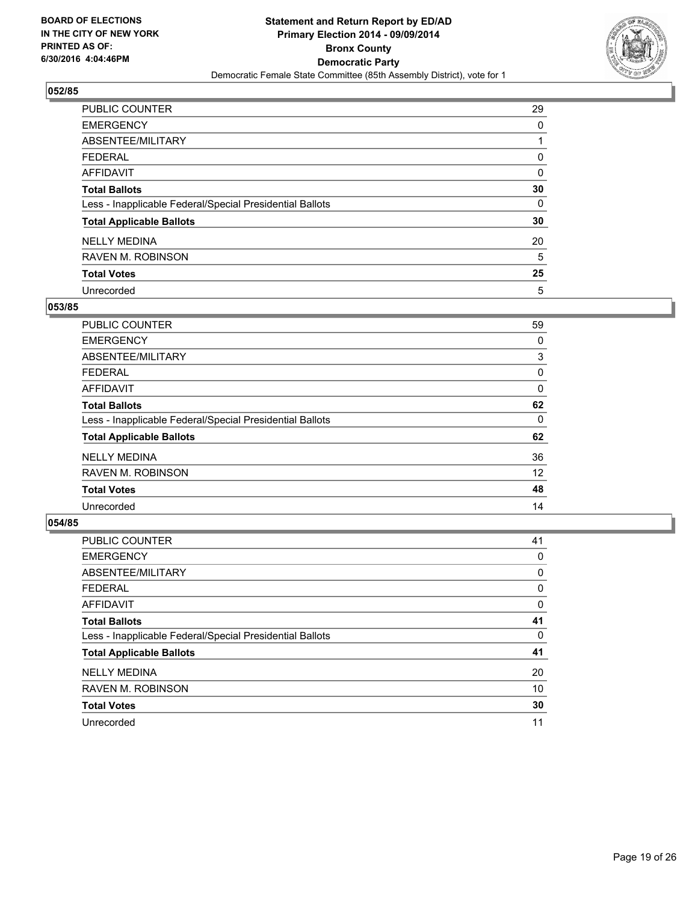**BOARD OF ELECTIONS IN THE CITY OF NEW YORK PRINTED AS OF: 6/30/2016 4:04:46PM**

**Statement and Return Report by ED/AD Primary Election 2014 - 09/09/2014 Bronx County Democratic Party**

Democratic Female State Committee (85th Assembly District), vote for 1

## 052/85

| | |
|---|---|
| PUBLIC COUNTER | 29 |
| EMERGENCY | 0 |
| ABSENTEE/MILITARY | 1 |
| FEDERAL | 0 |
| AFFIDAVIT | 0 |
| **Total Ballots** | **30** |
| Less - Inapplicable Federal/Special Presidential Ballots | 0 |
| **Total Applicable Ballots** | **30** |
| NELLY MEDINA | 20 |
| RAVEN M. ROBINSON | 5 |
| **Total Votes** | **25** |
| Unrecorded | 5 |

## 053/85

| | |
|---|---|
| PUBLIC COUNTER | 59 |
| EMERGENCY | 0 |
| ABSENTEE/MILITARY | 3 |
| FEDERAL | 0 |
| AFFIDAVIT | 0 |
| **Total Ballots** | **62** |
| Less - Inapplicable Federal/Special Presidential Ballots | 0 |
| **Total Applicable Ballots** | **62** |
| NELLY MEDINA | 36 |
| RAVEN M. ROBINSON | 12 |
| **Total Votes** | **48** |
| Unrecorded | 14 |

## 054/85

| | |
|---|---|
| PUBLIC COUNTER | 41 |
| EMERGENCY | 0 |
| ABSENTEE/MILITARY | 0 |
| FEDERAL | 0 |
| AFFIDAVIT | 0 |
| **Total Ballots** | **41** |
| Less - Inapplicable Federal/Special Presidential Ballots | 0 |
| **Total Applicable Ballots** | **41** |
| NELLY MEDINA | 20 |
| RAVEN M. ROBINSON | 10 |
| **Total Votes** | **30** |
| Unrecorded | 11 |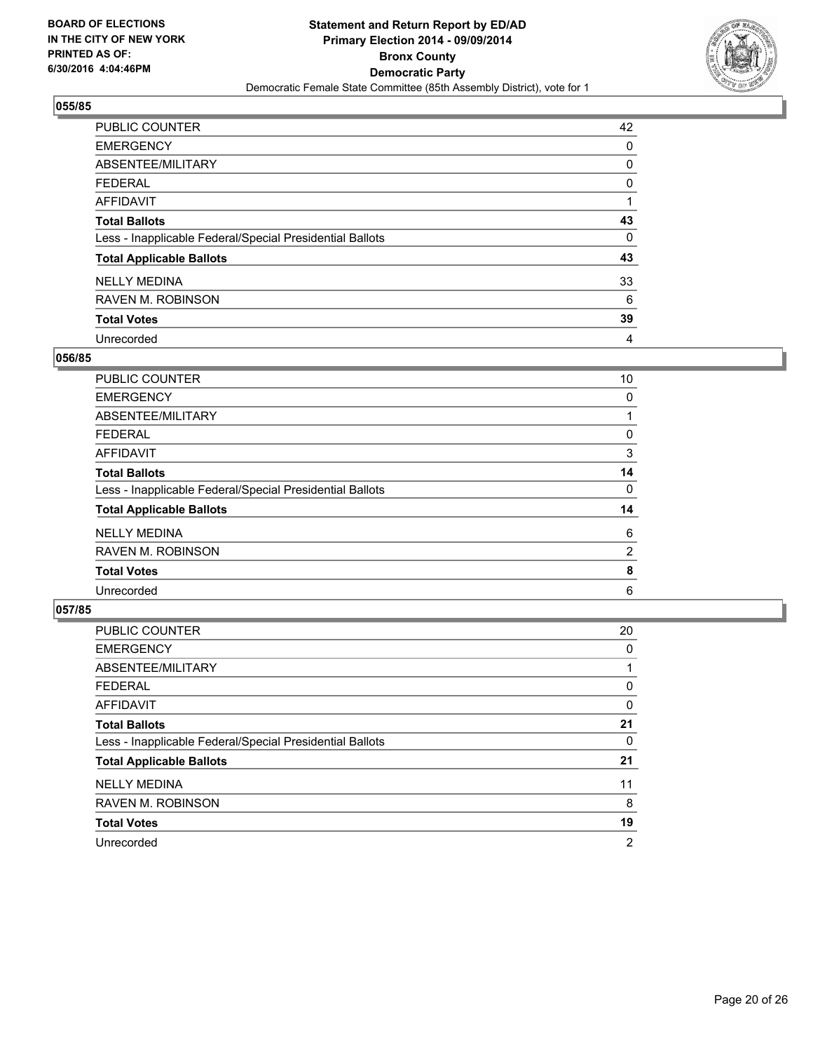BOARD OF ELECTIONS
IN THE CITY OF NEW YORK
PRINTED AS OF:
6/30/2016 4:04:46PM

**Statement and Return Report by ED/AD**
**Primary Election 2014 - 09/09/2014**
**Bronx County**
**Democratic Party**
Democratic Female State Committee (85th Assembly District), vote for 1

### 055/85

| | |
|---|---|
| PUBLIC COUNTER | 42 |
| EMERGENCY | 0 |
| ABSENTEE/MILITARY | 0 |
| FEDERAL | 0 |
| AFFIDAVIT | 1 |
| **Total Ballots** | **43** |
| Less - Inapplicable Federal/Special Presidential Ballots | 0 |
| **Total Applicable Ballots** | **43** |
| NELLY MEDINA | 33 |
| RAVEN M. ROBINSON | 6 |
| **Total Votes** | **39** |
| Unrecorded | 4 |

### 056/85

| | |
|---|---|
| PUBLIC COUNTER | 10 |
| EMERGENCY | 0 |
| ABSENTEE/MILITARY | 1 |
| FEDERAL | 0 |
| AFFIDAVIT | 3 |
| **Total Ballots** | **14** |
| Less - Inapplicable Federal/Special Presidential Ballots | 0 |
| **Total Applicable Ballots** | **14** |
| NELLY MEDINA | 6 |
| RAVEN M. ROBINSON | 2 |
| **Total Votes** | **8** |
| Unrecorded | 6 |

### 057/85

| | |
|---|---|
| PUBLIC COUNTER | 20 |
| EMERGENCY | 0 |
| ABSENTEE/MILITARY | 1 |
| FEDERAL | 0 |
| AFFIDAVIT | 0 |
| **Total Ballots** | **21** |
| Less - Inapplicable Federal/Special Presidential Ballots | 0 |
| **Total Applicable Ballots** | **21** |
| NELLY MEDINA | 11 |
| RAVEN M. ROBINSON | 8 |
| **Total Votes** | **19** |
| Unrecorded | 2 |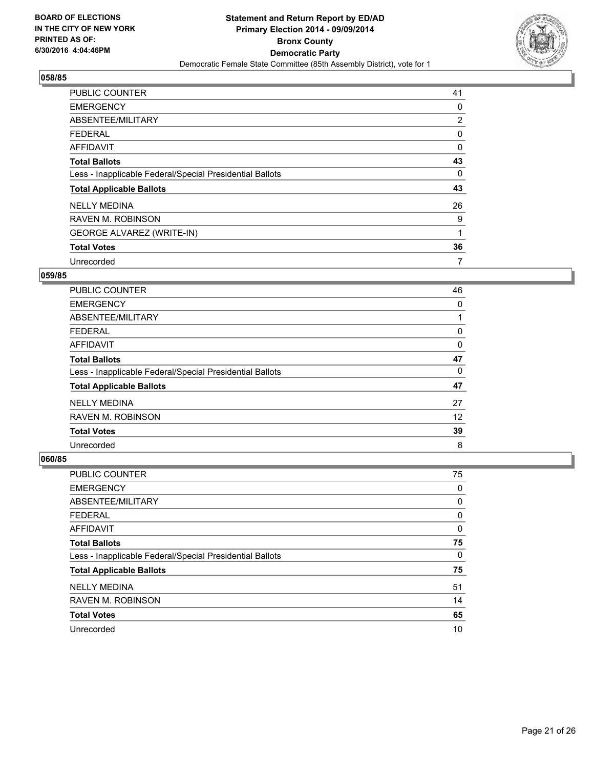**BOARD OF ELECTIONS IN THE CITY OF NEW YORK PRINTED AS OF: 6/30/2016 4:04:46PM**

**Statement and Return Report by ED/AD Primary Election 2014 - 09/09/2014 Bronx County Democratic Party**

Democratic Female State Committee (85th Assembly District), vote for 1

### 058/85

| | |
|---|---|
| PUBLIC COUNTER | 41 |
| EMERGENCY | 0 |
| ABSENTEE/MILITARY | 2 |
| FEDERAL | 0 |
| AFFIDAVIT | 0 |
| **Total Ballots** | **43** |
| Less - Inapplicable Federal/Special Presidential Ballots | 0 |
| **Total Applicable Ballots** | **43** |
| NELLY MEDINA | 26 |
| RAVEN M. ROBINSON | 9 |
| GEORGE ALVAREZ (WRITE-IN) | 1 |
| **Total Votes** | **36** |
| Unrecorded | 7 |

### 059/85

| | |
|---|---|
| PUBLIC COUNTER | 46 |
| EMERGENCY | 0 |
| ABSENTEE/MILITARY | 1 |
| FEDERAL | 0 |
| AFFIDAVIT | 0 |
| **Total Ballots** | **47** |
| Less - Inapplicable Federal/Special Presidential Ballots | 0 |
| **Total Applicable Ballots** | **47** |
| NELLY MEDINA | 27 |
| RAVEN M. ROBINSON | 12 |
| **Total Votes** | **39** |
| Unrecorded | 8 |

### 060/85

| | |
|---|---|
| PUBLIC COUNTER | 75 |
| EMERGENCY | 0 |
| ABSENTEE/MILITARY | 0 |
| FEDERAL | 0 |
| AFFIDAVIT | 0 |
| **Total Ballots** | **75** |
| Less - Inapplicable Federal/Special Presidential Ballots | 0 |
| **Total Applicable Ballots** | **75** |
| NELLY MEDINA | 51 |
| RAVEN M. ROBINSON | 14 |
| **Total Votes** | **65** |
| Unrecorded | 10 |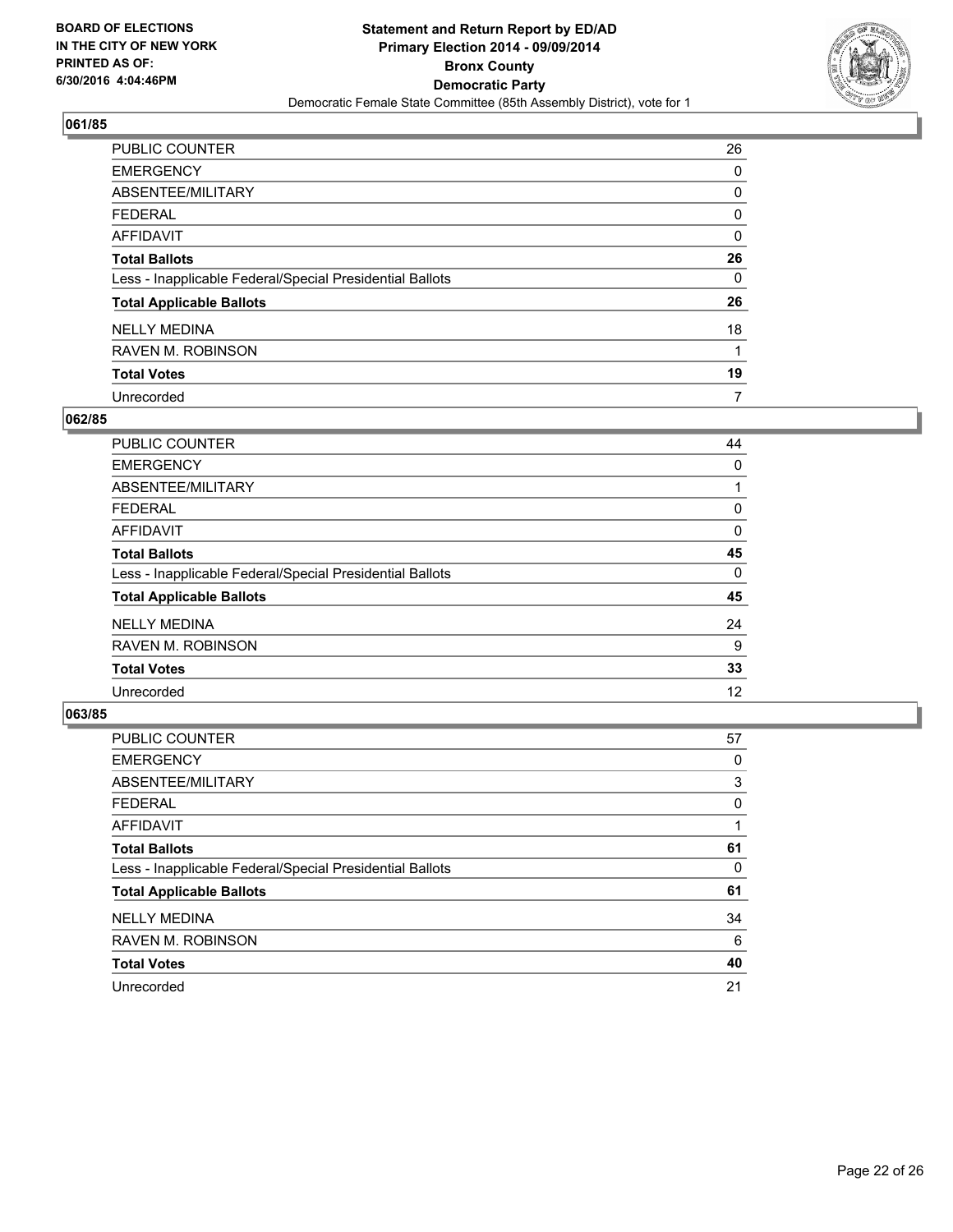**BOARD OF ELECTIONS IN THE CITY OF NEW YORK PRINTED AS OF: 6/30/2016 4:04:46PM**

**Statement and Return Report by ED/AD Primary Election 2014 - 09/09/2014 Bronx County Democratic Party**

Democratic Female State Committee (85th Assembly District), vote for 1

### 061/85

| | |
|---|---|
| PUBLIC COUNTER | 26 |
| EMERGENCY | 0 |
| ABSENTEE/MILITARY | 0 |
| FEDERAL | 0 |
| AFFIDAVIT | 0 |
| **Total Ballots** | **26** |
| Less - Inapplicable Federal/Special Presidential Ballots | 0 |
| **Total Applicable Ballots** | **26** |
| NELLY MEDINA | 18 |
| RAVEN M. ROBINSON | 1 |
| **Total Votes** | **19** |
| Unrecorded | 7 |

### 062/85

| | |
|---|---|
| PUBLIC COUNTER | 44 |
| EMERGENCY | 0 |
| ABSENTEE/MILITARY | 1 |
| FEDERAL | 0 |
| AFFIDAVIT | 0 |
| **Total Ballots** | **45** |
| Less - Inapplicable Federal/Special Presidential Ballots | 0 |
| **Total Applicable Ballots** | **45** |
| NELLY MEDINA | 24 |
| RAVEN M. ROBINSON | 9 |
| **Total Votes** | **33** |
| Unrecorded | 12 |

### 063/85

| | |
|---|---|
| PUBLIC COUNTER | 57 |
| EMERGENCY | 0 |
| ABSENTEE/MILITARY | 3 |
| FEDERAL | 0 |
| AFFIDAVIT | 1 |
| **Total Ballots** | **61** |
| Less - Inapplicable Federal/Special Presidential Ballots | 0 |
| **Total Applicable Ballots** | **61** |
| NELLY MEDINA | 34 |
| RAVEN M. ROBINSON | 6 |
| **Total Votes** | **40** |
| Unrecorded | 21 |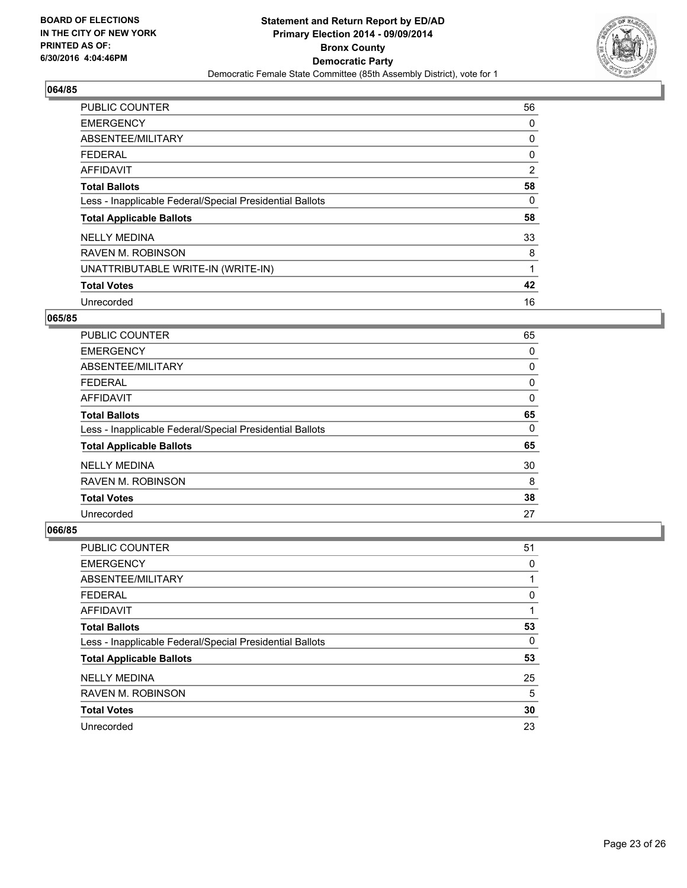BOARD OF ELECTIONS
IN THE CITY OF NEW YORK
PRINTED AS OF:
6/30/2016 4:04:46PM

**Statement and Return Report by ED/AD**
**Primary Election 2014 - 09/09/2014**
**Bronx County**
**Democratic Party**
Democratic Female State Committee (85th Assembly District), vote for 1

## 064/85

| | |
|---|---|
| PUBLIC COUNTER | 56 |
| EMERGENCY | 0 |
| ABSENTEE/MILITARY | 0 |
| FEDERAL | 0 |
| AFFIDAVIT | 2 |
| **Total Ballots** | **58** |
| Less - Inapplicable Federal/Special Presidential Ballots | 0 |
| **Total Applicable Ballots** | **58** |
| NELLY MEDINA | 33 |
| RAVEN M. ROBINSON | 8 |
| UNATTRIBUTABLE WRITE-IN (WRITE-IN) | 1 |
| **Total Votes** | **42** |
| Unrecorded | 16 |

## 065/85

| | |
|---|---|
| PUBLIC COUNTER | 65 |
| EMERGENCY | 0 |
| ABSENTEE/MILITARY | 0 |
| FEDERAL | 0 |
| AFFIDAVIT | 0 |
| **Total Ballots** | **65** |
| Less - Inapplicable Federal/Special Presidential Ballots | 0 |
| **Total Applicable Ballots** | **65** |
| NELLY MEDINA | 30 |
| RAVEN M. ROBINSON | 8 |
| **Total Votes** | **38** |
| Unrecorded | 27 |

## 066/85

| | |
|---|---|
| PUBLIC COUNTER | 51 |
| EMERGENCY | 0 |
| ABSENTEE/MILITARY | 1 |
| FEDERAL | 0 |
| AFFIDAVIT | 1 |
| **Total Ballots** | **53** |
| Less - Inapplicable Federal/Special Presidential Ballots | 0 |
| **Total Applicable Ballots** | **53** |
| NELLY MEDINA | 25 |
| RAVEN M. ROBINSON | 5 |
| **Total Votes** | **30** |
| Unrecorded | 23 |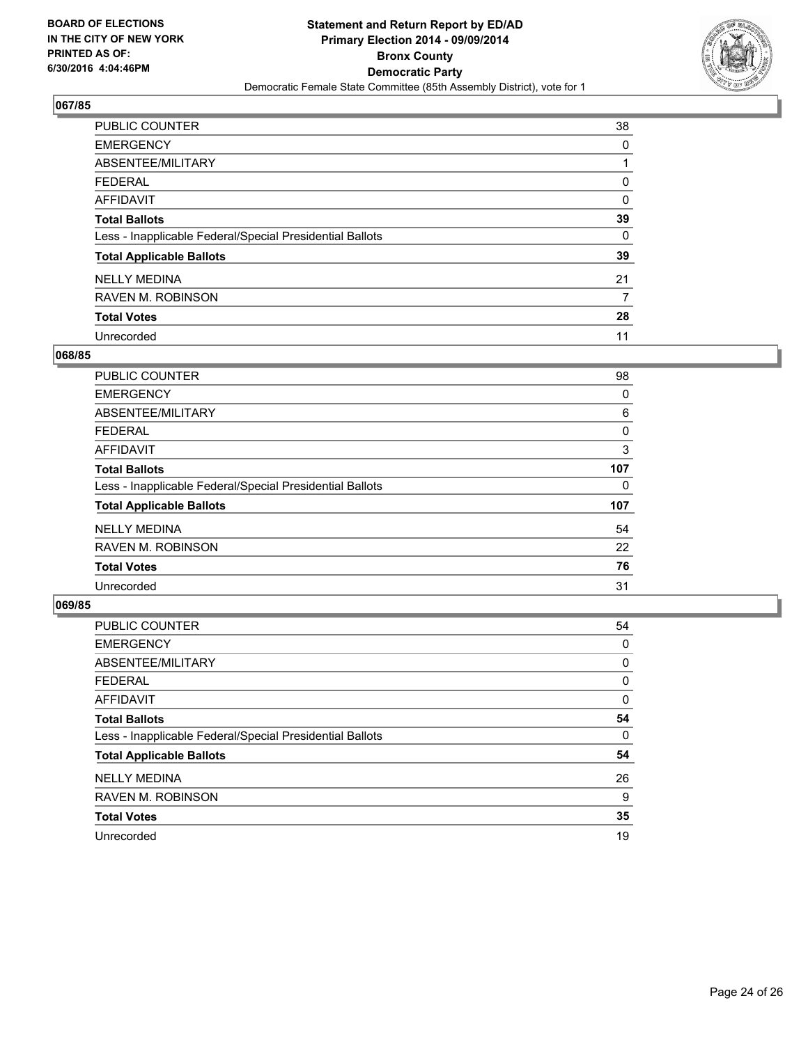BOARD OF ELECTIONS
IN THE CITY OF NEW YORK
PRINTED AS OF:
6/30/2016 4:04:46PM

**Statement and Return Report by ED/AD**
**Primary Election 2014 - 09/09/2014**
**Bronx County**
**Democratic Party**
Democratic Female State Committee (85th Assembly District), vote for 1

### 067/85

| | |
|---|---|
| PUBLIC COUNTER | 38 |
| EMERGENCY | 0 |
| ABSENTEE/MILITARY | 1 |
| FEDERAL | 0 |
| AFFIDAVIT | 0 |
| **Total Ballots** | **39** |
| Less - Inapplicable Federal/Special Presidential Ballots | 0 |
| **Total Applicable Ballots** | **39** |
| NELLY MEDINA | 21 |
| RAVEN M. ROBINSON | 7 |
| **Total Votes** | **28** |
| Unrecorded | 11 |

### 068/85

| | |
|---|---|
| PUBLIC COUNTER | 98 |
| EMERGENCY | 0 |
| ABSENTEE/MILITARY | 6 |
| FEDERAL | 0 |
| AFFIDAVIT | 3 |
| **Total Ballots** | **107** |
| Less - Inapplicable Federal/Special Presidential Ballots | 0 |
| **Total Applicable Ballots** | **107** |
| NELLY MEDINA | 54 |
| RAVEN M. ROBINSON | 22 |
| **Total Votes** | **76** |
| Unrecorded | 31 |

### 069/85

| | |
|---|---|
| PUBLIC COUNTER | 54 |
| EMERGENCY | 0 |
| ABSENTEE/MILITARY | 0 |
| FEDERAL | 0 |
| AFFIDAVIT | 0 |
| **Total Ballots** | **54** |
| Less - Inapplicable Federal/Special Presidential Ballots | 0 |
| **Total Applicable Ballots** | **54** |
| NELLY MEDINA | 26 |
| RAVEN M. ROBINSON | 9 |
| **Total Votes** | **35** |
| Unrecorded | 19 |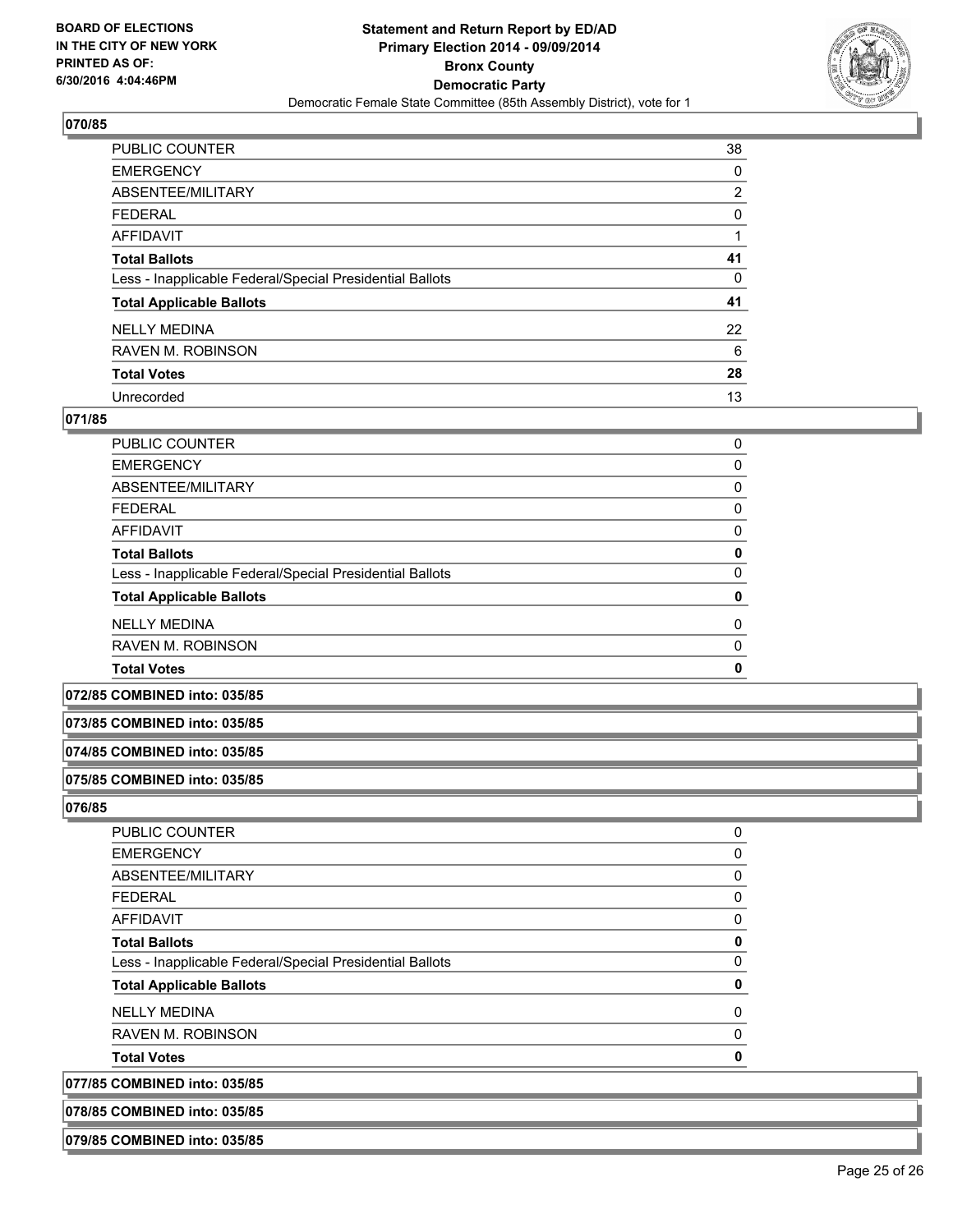**070/85**

| | |
|---|---|
| PUBLIC COUNTER | 38 |
| EMERGENCY | 0 |
| ABSENTEE/MILITARY | 2 |
| FEDERAL | 0 |
| AFFIDAVIT | 1 |
| **Total Ballots** | **41** |
| Less - Inapplicable Federal/Special Presidential Ballots | 0 |
| **Total Applicable Ballots** | **41** |
| NELLY MEDINA | 22 |
| RAVEN M. ROBINSON | 6 |
| **Total Votes** | **28** |
| Unrecorded | 13 |

**071/85**

| | |
|---|---|
| PUBLIC COUNTER | 0 |
| EMERGENCY | 0 |
| ABSENTEE/MILITARY | 0 |
| FEDERAL | 0 |
| AFFIDAVIT | 0 |
| **Total Ballots** | **0** |
| Less - Inapplicable Federal/Special Presidential Ballots | 0 |
| **Total Applicable Ballots** | **0** |
| NELLY MEDINA | 0 |
| RAVEN M. ROBINSON | 0 |
| **Total Votes** | **0** |

**072/85 COMBINED into: 035/85**

**073/85 COMBINED into: 035/85**

**074/85 COMBINED into: 035/85**

**075/85 COMBINED into: 035/85**

**076/85**

| | |
|---|---|
| PUBLIC COUNTER | 0 |
| EMERGENCY | 0 |
| ABSENTEE/MILITARY | 0 |
| FEDERAL | 0 |
| AFFIDAVIT | 0 |
| **Total Ballots** | **0** |
| Less - Inapplicable Federal/Special Presidential Ballots | 0 |
| **Total Applicable Ballots** | **0** |
| NELLY MEDINA | 0 |
| RAVEN M. ROBINSON | 0 |
| **Total Votes** | **0** |

**077/85 COMBINED into: 035/85**

**078/85 COMBINED into: 035/85**

**079/85 COMBINED into: 035/85**